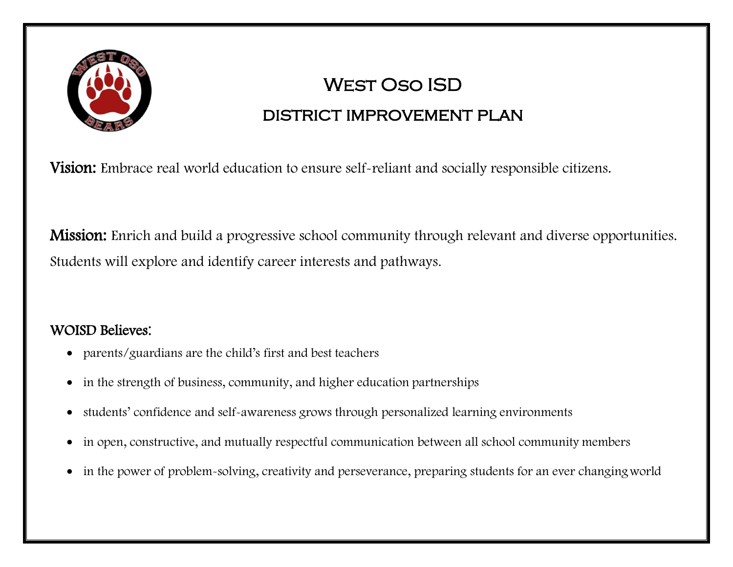# West Oso ISD

## DISTRICT IMPROVEMENT PLAN

**Vision:** Embrace real world education to ensure self-reliant and socially responsible citizens.

**Mission:** Enrich and build a progressive school community through relevant and diverse opportunities. Students will explore and identify career interests and pathways.

### WOISD Believes:

- parents/guardians are the child's first and best teachers
- in the strength of business, community, and higher education partnerships
- students' confidence and self-awareness grows through personalized learning environments
- in open, constructive, and mutually respectful communication between all school community members
- in the power of problem-solving, creativity and perseverance, preparing students for an ever changing world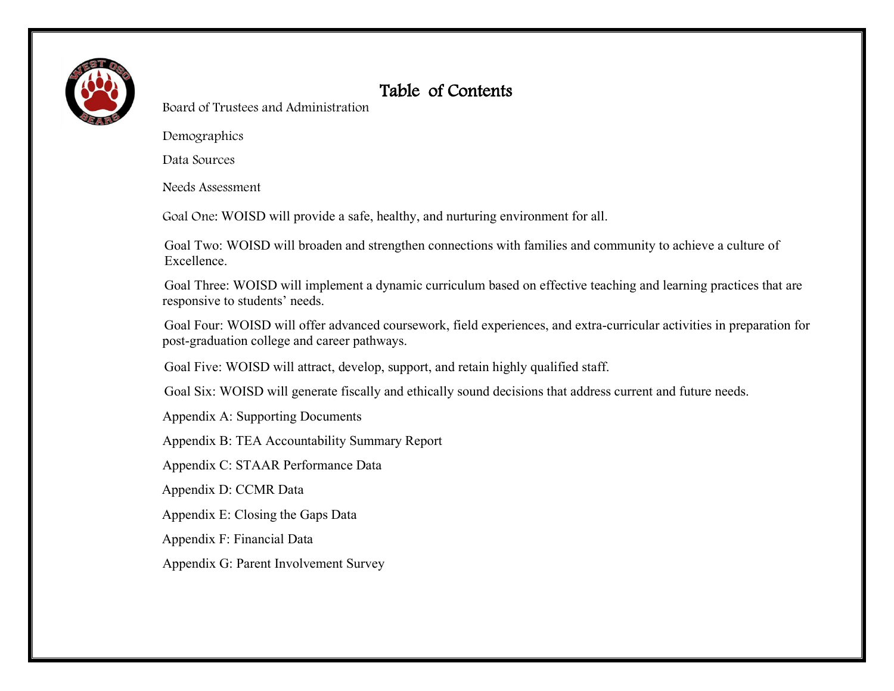# Table of Contents

Board of Trustees and Administration

Demographics

Data Sources

Needs Assessment

Goal One: WOISD will provide a safe, healthy, and nurturing environment for all.

Goal Two: WOISD will broaden and strengthen connections with families and community to achieve a culture of Excellence.

Goal Three: WOISD will implement a dynamic curriculum based on effective teaching and learning practices that are responsive to students' needs.

Goal Four: WOISD will offer advanced coursework, field experiences, and extra-curricular activities in preparation for post-graduation college and career pathways.

Goal Five: WOISD will attract, develop, support, and retain highly qualified staff.

Goal Six: WOISD will generate fiscally and ethically sound decisions that address current and future needs.

Appendix A: Supporting Documents

Appendix B: TEA Accountability Summary Report

Appendix C: STAAR Performance Data

Appendix D: CCMR Data

Appendix E: Closing the Gaps Data

Appendix F: Financial Data

Appendix G: Parent Involvement Survey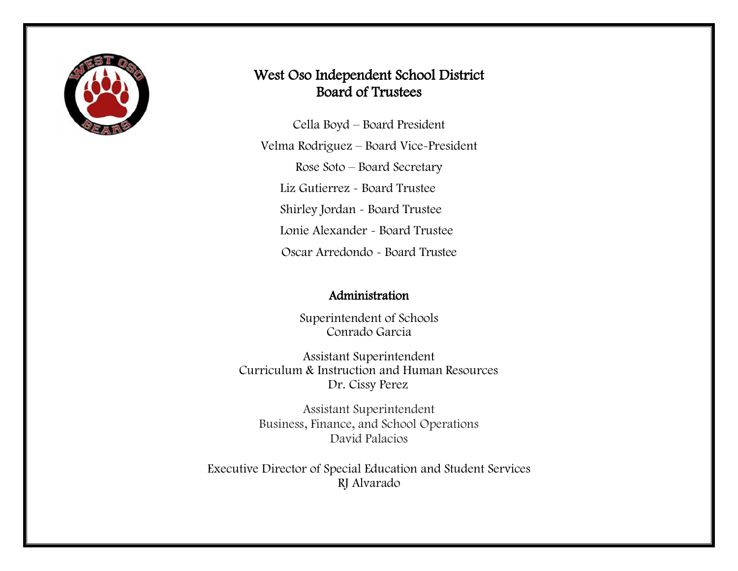# West Oso Independent School District
## Board of Trustees

Cella Boyd – Board President

Velma Rodriguez – Board Vice-President

Rose Soto – Board Secretary

Liz Gutierrez - Board Trustee

Shirley Jordan - Board Trustee

Lonie Alexander - Board Trustee

Oscar Arredondo - Board Trustee

## Administration

Superintendent of Schools
Conrado Garcia

Assistant Superintendent
Curriculum & Instruction and Human Resources
Dr. Cissy Perez

Assistant Superintendent
Business, Finance, and School Operations
David Palacios

Executive Director of Special Education and Student Services
RJ Alvarado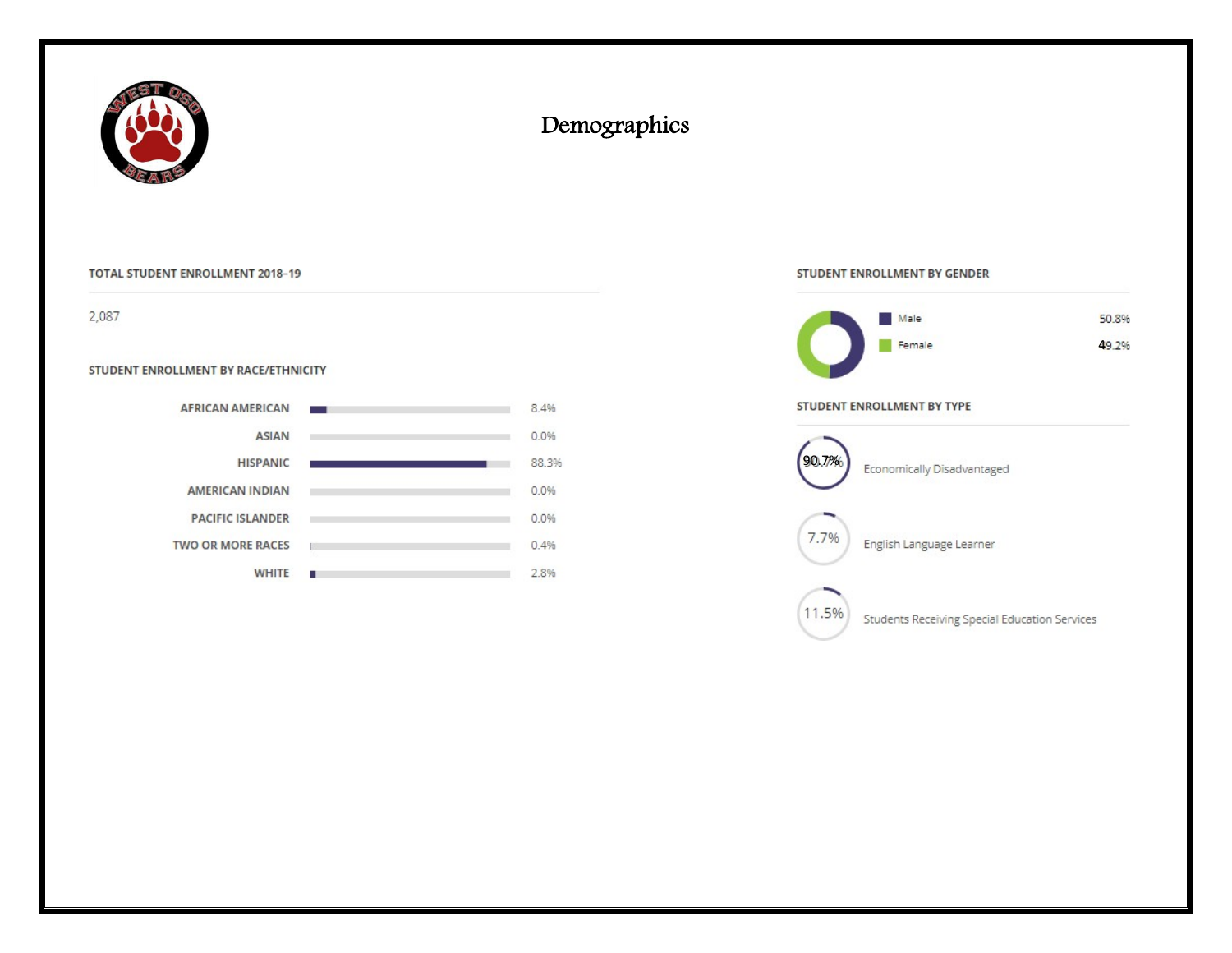# Demographics

## TOTAL STUDENT ENROLLMENT 2018-19

2,087

## STUDENT ENROLLMENT BY RACE/ETHNICITY

| Race/Ethnicity | Percent |
| --- | --- |
| AFRICAN AMERICAN | 8.4% |
| ASIAN | 0.0% |
| HISPANIC | 88.3% |
| AMERICAN INDIAN | 0.0% |
| PACIFIC ISLANDER | 0.0% |
| TWO OR MORE RACES | 0.4% |
| WHITE | 2.8% |

## STUDENT ENROLLMENT BY GENDER

| Gender | Percent |
| --- | --- |
| Male | 50.8% |
| Female | 49.2% |

## STUDENT ENROLLMENT BY TYPE

| Percent | Type |
| --- | --- |
| 90.7% | Economically Disadvantaged |
| 7.7% | English Language Learner |
| 11.5% | Students Receiving Special Education Services |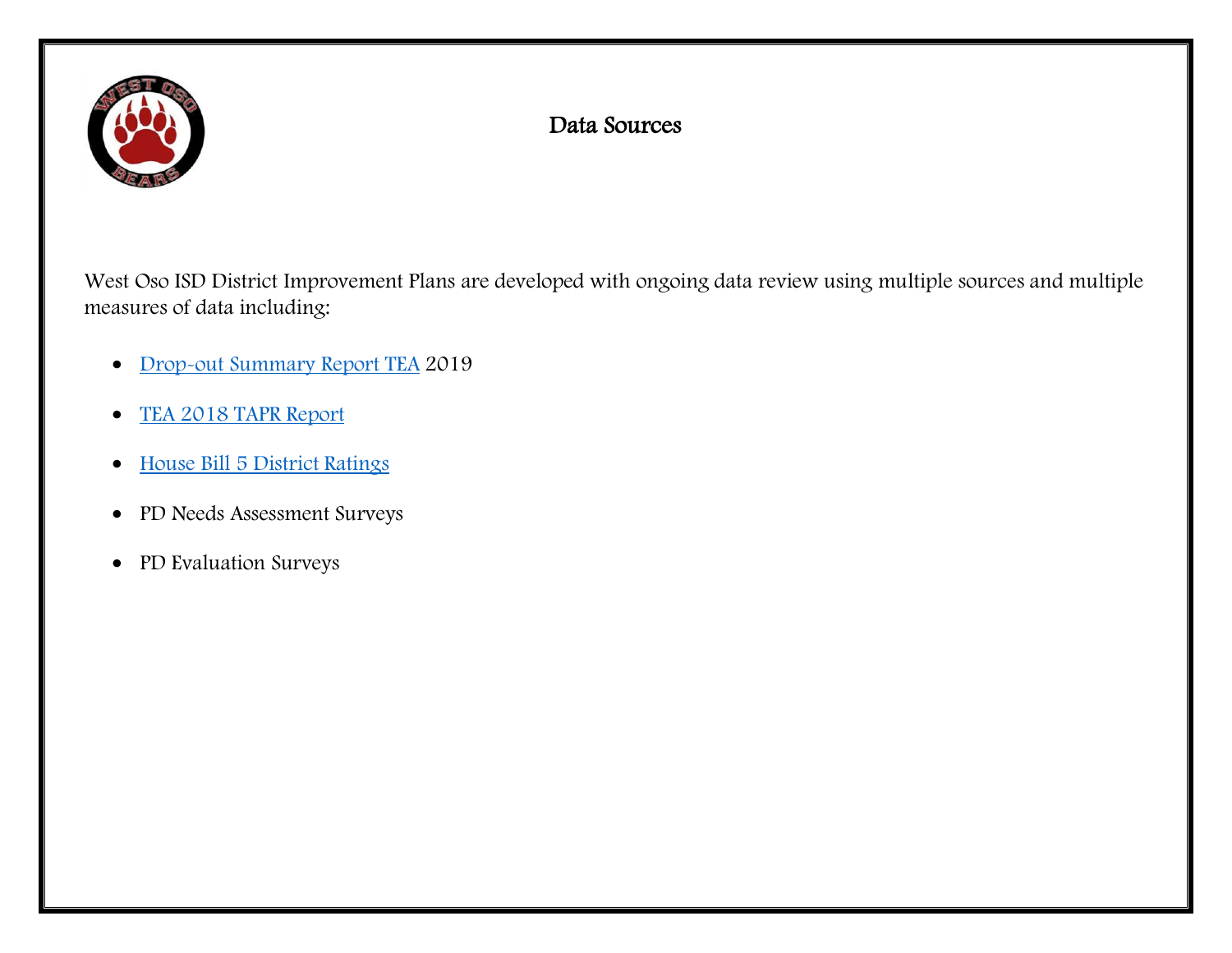# Data Sources

West Oso ISD District Improvement Plans are developed with ongoing data review using multiple sources and multiple measures of data including:

- Drop-out Summary Report TEA 2019
- TEA 2018 TAPR Report
- House Bill 5 District Ratings
- PD Needs Assessment Surveys
- PD Evaluation Surveys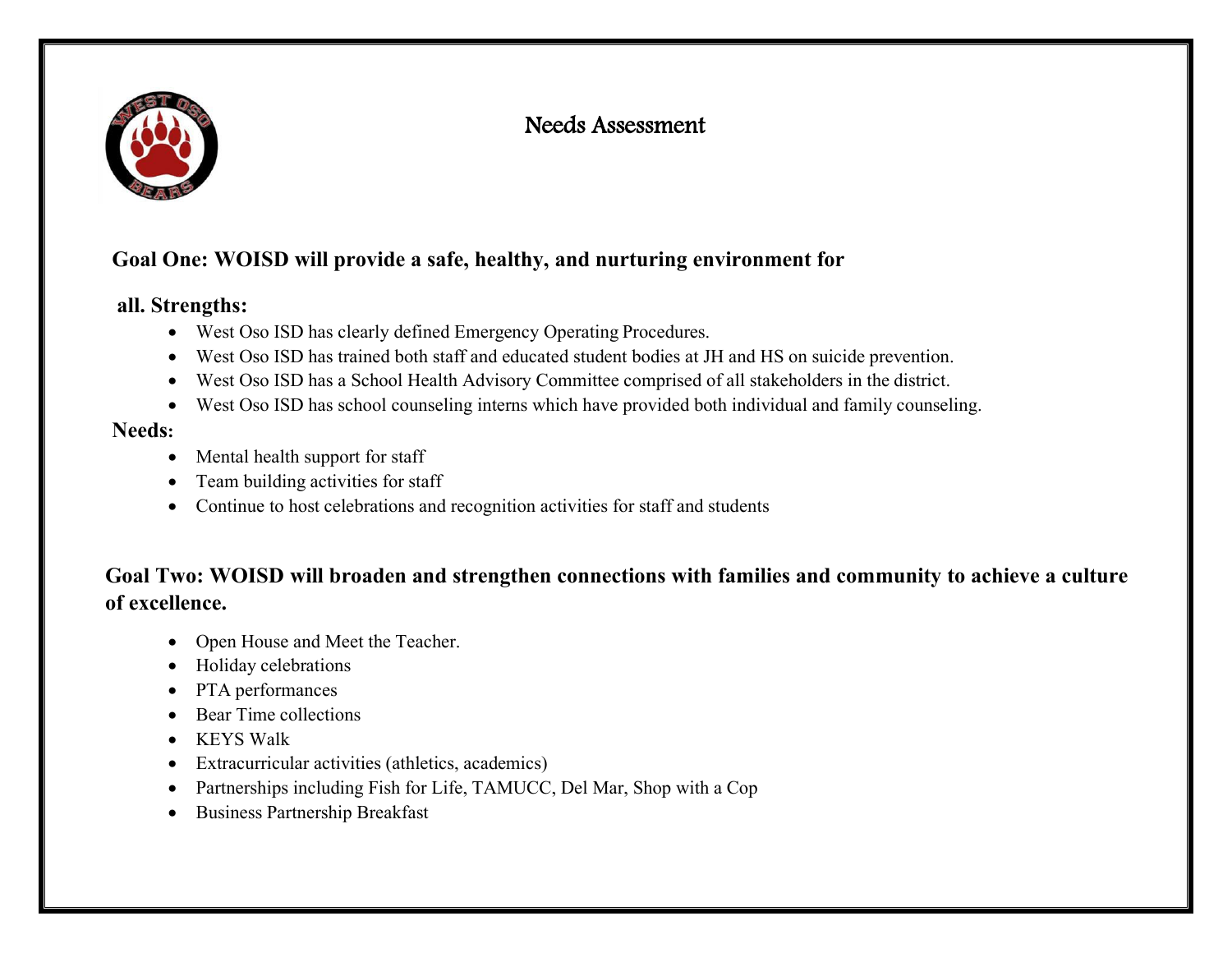# Needs Assessment

**Goal One: WOISD will provide a safe, healthy, and nurturing environment for all.**

**Strengths:**

- West Oso ISD has clearly defined Emergency Operating Procedures.
- West Oso ISD has trained both staff and educated student bodies at JH and HS on suicide prevention.
- West Oso ISD has a School Health Advisory Committee comprised of all stakeholders in the district.
- West Oso ISD has school counseling interns which have provided both individual and family counseling.

**Needs**:

- Mental health support for staff
- Team building activities for staff
- Continue to host celebrations and recognition activities for staff and students

**Goal Two: WOISD will broaden and strengthen connections with families and community to achieve a culture of excellence.**

- Open House and Meet the Teacher.
- Holiday celebrations
- PTA performances
- Bear Time collections
- KEYS Walk
- Extracurricular activities (athletics, academics)
- Partnerships including Fish for Life, TAMUCC, Del Mar, Shop with a Cop
- Business Partnership Breakfast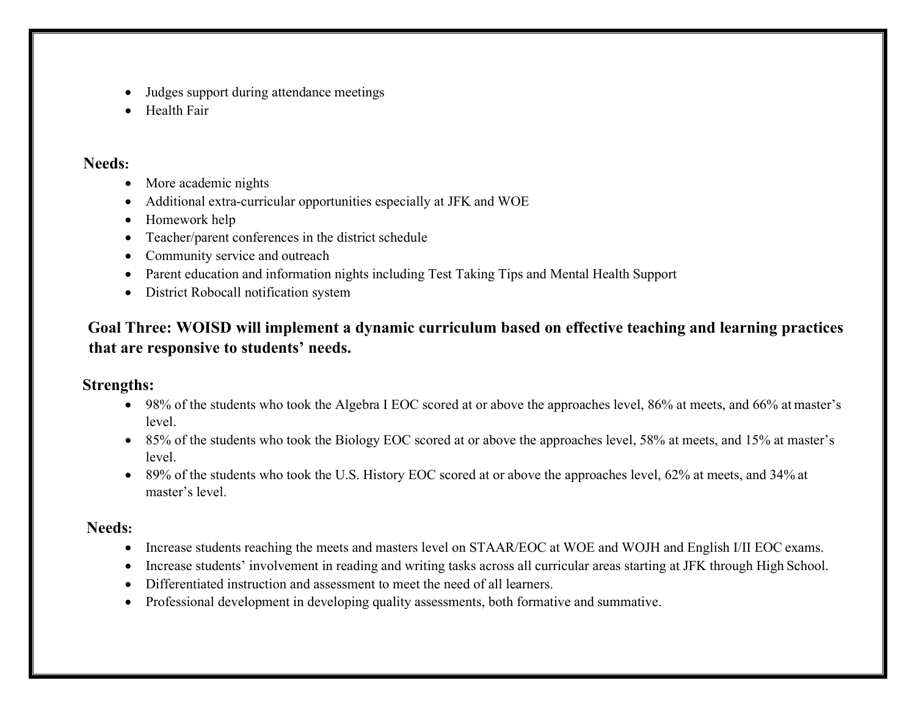- Judges support during attendance meetings
- Health Fair

**Needs:**

- More academic nights
- Additional extra-curricular opportunities especially at JFK and WOE
- Homework help
- Teacher/parent conferences in the district schedule
- Community service and outreach
- Parent education and information nights including Test Taking Tips and Mental Health Support
- District Robocall notification system

## Goal Three: WOISD will implement a dynamic curriculum based on effective teaching and learning practices that are responsive to students' needs.

**Strengths:**

- 98% of the students who took the Algebra I EOC scored at or above the approaches level, 86% at meets, and 66% at master's level.
- 85% of the students who took the Biology EOC scored at or above the approaches level, 58% at meets, and 15% at master's level.
- 89% of the students who took the U.S. History EOC scored at or above the approaches level, 62% at meets, and 34% at master's level.

**Needs:**

- Increase students reaching the meets and masters level on STAAR/EOC at WOE and WOJH and English I/II EOC exams.
- Increase students' involvement in reading and writing tasks across all curricular areas starting at JFK through High School.
- Differentiated instruction and assessment to meet the need of all learners.
- Professional development in developing quality assessments, both formative and summative.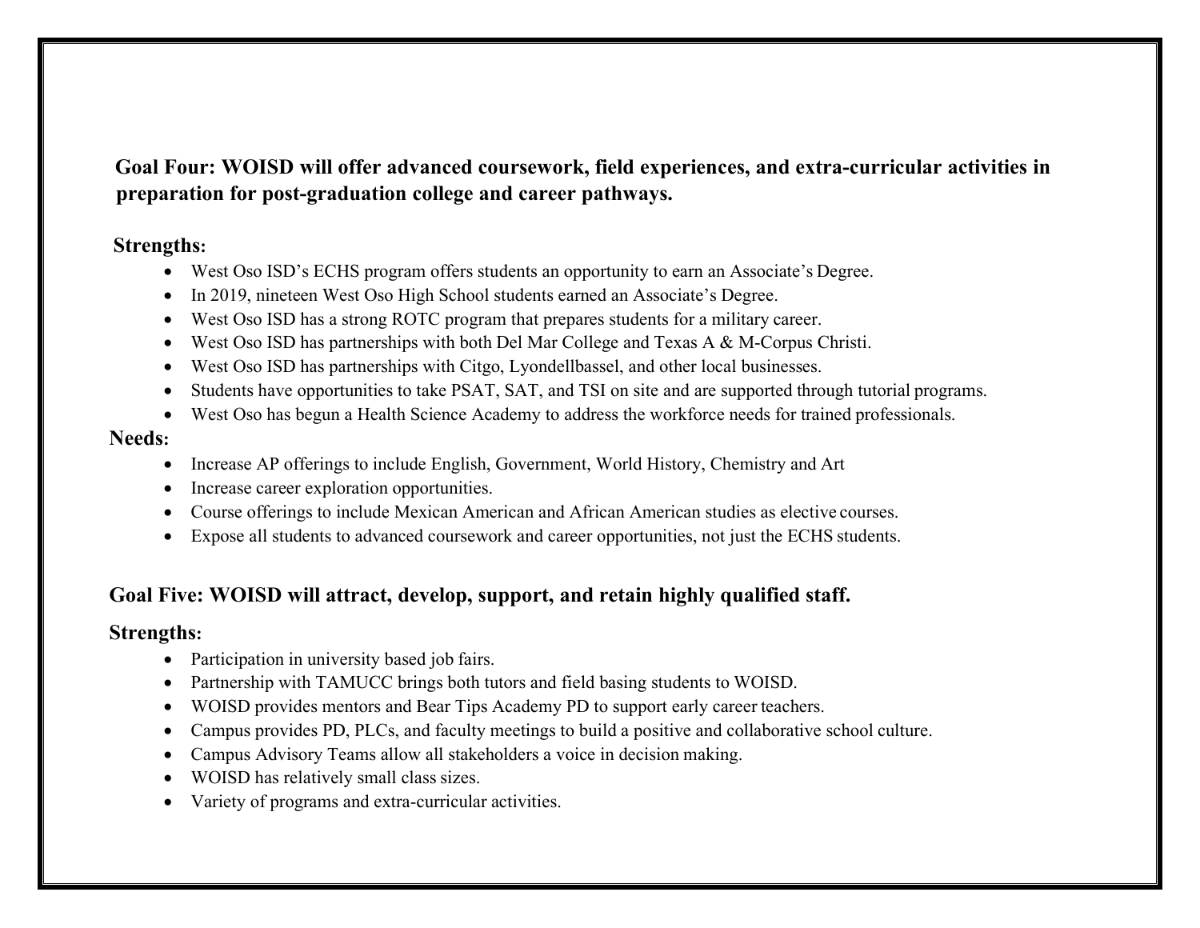## Goal Four: WOISD will offer advanced coursework, field experiences, and extra-curricular activities in preparation for post-graduation college and career pathways.

**Strengths:**

- West Oso ISD's ECHS program offers students an opportunity to earn an Associate's Degree.
- In 2019, nineteen West Oso High School students earned an Associate's Degree.
- West Oso ISD has a strong ROTC program that prepares students for a military career.
- West Oso ISD has partnerships with both Del Mar College and Texas A & M-Corpus Christi.
- West Oso ISD has partnerships with Citgo, Lyondellbassel, and other local businesses.
- Students have opportunities to take PSAT, SAT, and TSI on site and are supported through tutorial programs.
- West Oso has begun a Health Science Academy to address the workforce needs for trained professionals.

**Needs:**

- Increase AP offerings to include English, Government, World History, Chemistry and Art
- Increase career exploration opportunities.
- Course offerings to include Mexican American and African American studies as elective courses.
- Expose all students to advanced coursework and career opportunities, not just the ECHS students.

## Goal Five: WOISD will attract, develop, support, and retain highly qualified staff.

**Strengths:**

- Participation in university based job fairs.
- Partnership with TAMUCC brings both tutors and field basing students to WOISD.
- WOISD provides mentors and Bear Tips Academy PD to support early career teachers.
- Campus provides PD, PLCs, and faculty meetings to build a positive and collaborative school culture.
- Campus Advisory Teams allow all stakeholders a voice in decision making.
- WOISD has relatively small class sizes.
- Variety of programs and extra-curricular activities.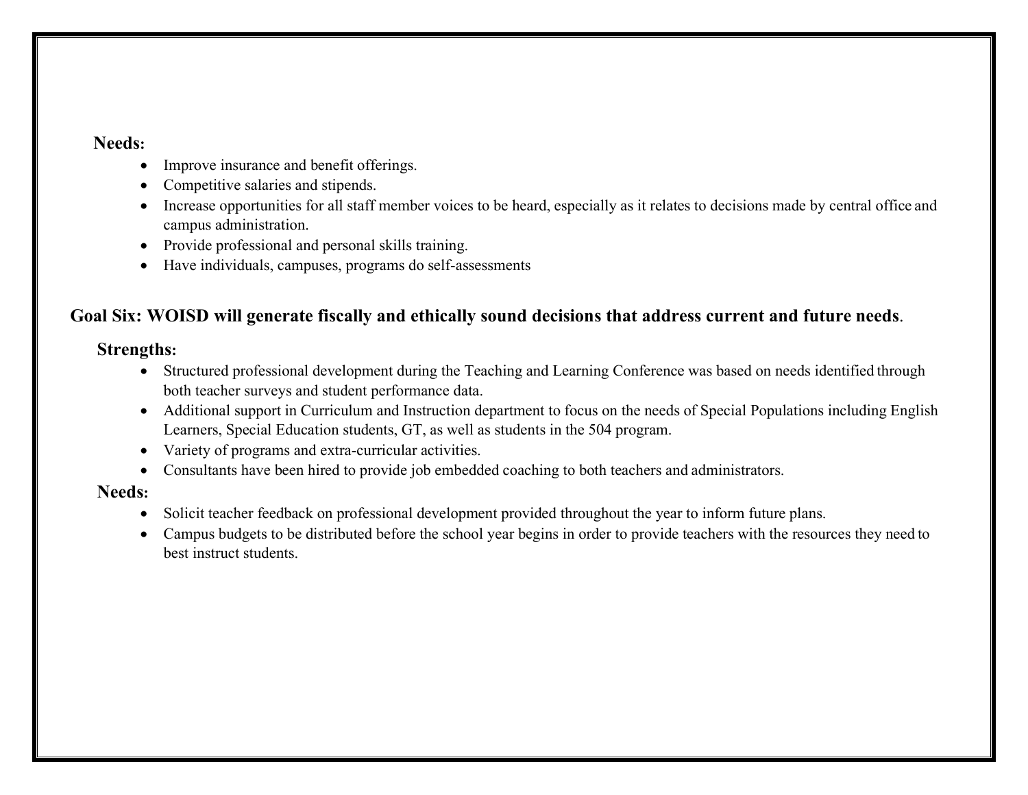**Needs:**

- Improve insurance and benefit offerings.
- Competitive salaries and stipends.
- Increase opportunities for all staff member voices to be heard, especially as it relates to decisions made by central office and campus administration.
- Provide professional and personal skills training.
- Have individuals, campuses, programs do self-assessments

## Goal Six: WOISD will generate fiscally and ethically sound decisions that address current and future needs.

**Strengths:**

- Structured professional development during the Teaching and Learning Conference was based on needs identified through both teacher surveys and student performance data.
- Additional support in Curriculum and Instruction department to focus on the needs of Special Populations including English Learners, Special Education students, GT, as well as students in the 504 program.
- Variety of programs and extra-curricular activities.
- Consultants have been hired to provide job embedded coaching to both teachers and administrators.

**Needs:**

- Solicit teacher feedback on professional development provided throughout the year to inform future plans.
- Campus budgets to be distributed before the school year begins in order to provide teachers with the resources they need to best instruct students.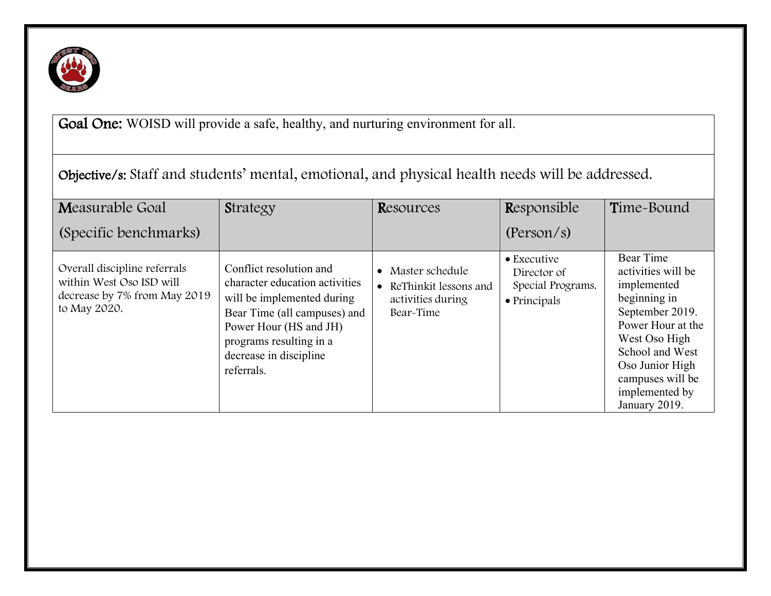**Goal One:** WOISD will provide a safe, healthy, and nurturing environment for all.

**Objective/s:** Staff and students' mental, emotional, and physical health needs will be addressed.

| **M**easurable Goal (Specific benchmarks) | **S**trategy | **R**esources | **R**esponsible (Person/s) | **T**ime-Bound |
|---|---|---|---|---|
| Overall discipline referrals within West Oso ISD will decrease by 7% from May 2019 to May 2020. | Conflict resolution and character education activities will be implemented during Bear Time (all campuses) and Power Hour (HS and JH) programs resulting in a decrease in discipline referrals. | • Master schedule<br>• ReThinkit lessons and activities during Bear-Time | • Executive Director of Special Programs.<br>• Principals | Bear Time activities will be implemented beginning in September 2019. Power Hour at the West Oso High School and West Oso Junior High campuses will be implemented by January 2019. |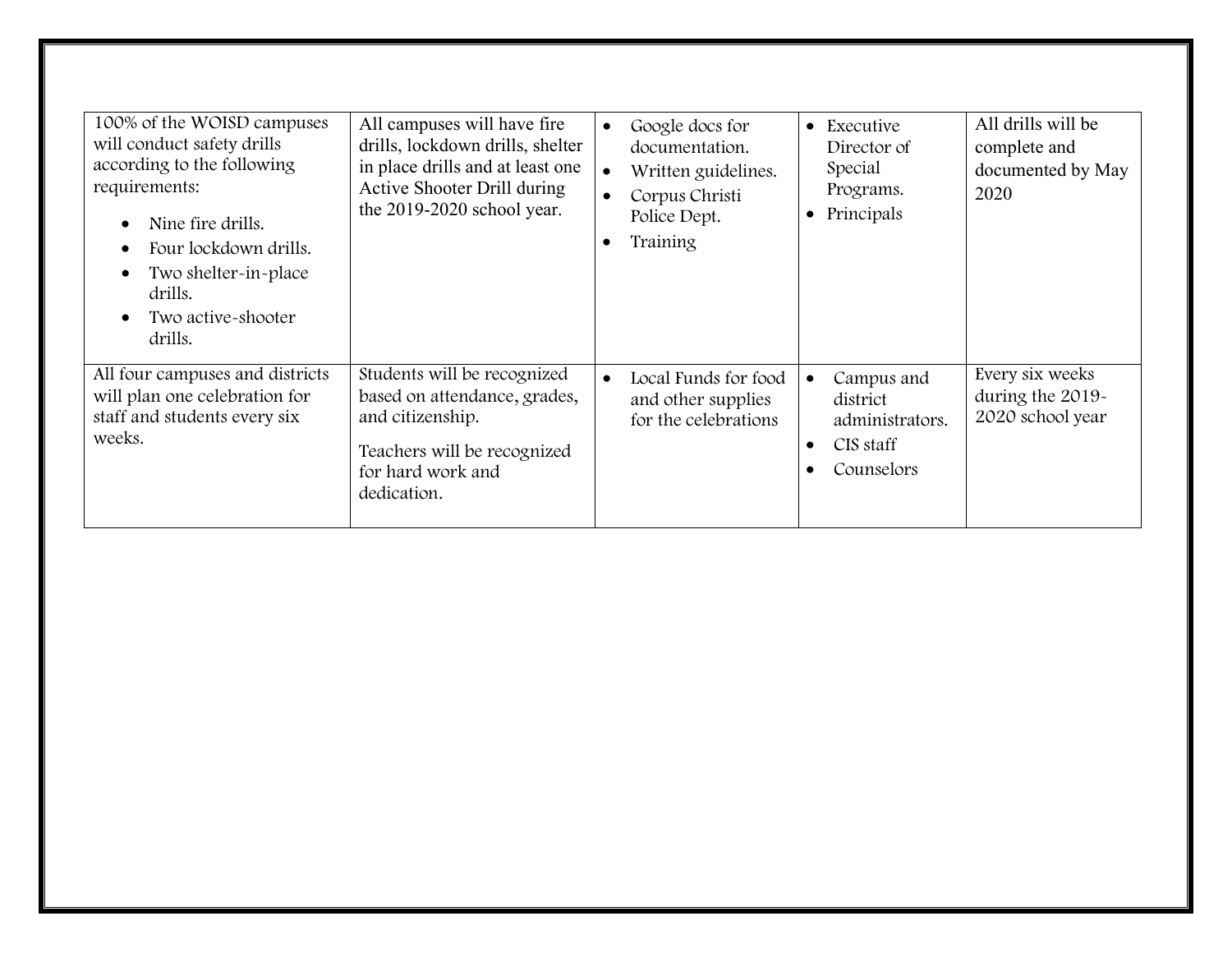| | | | | |
|---|---|---|---|---|
| 100% of the WOISD campuses will conduct safety drills according to the following requirements:<br>• Nine fire drills.<br>• Four lockdown drills.<br>• Two shelter-in-place drills.<br>• Two active-shooter drills. | All campuses will have fire drills, lockdown drills, shelter in place drills and at least one Active Shooter Drill during the 2019-2020 school year. | • Google docs for documentation.<br>• Written guidelines.<br>• Corpus Christi Police Dept.<br>• Training | • Executive Director of Special Programs.<br>• Principals | All drills will be complete and documented by May 2020 |
| All four campuses and districts will plan one celebration for staff and students every six weeks. | Students will be recognized based on attendance, grades, and citizenship.<br><br>Teachers will be recognized for hard work and dedication. | • Local Funds for food and other supplies for the celebrations | • Campus and district administrators.<br>• CIS staff<br>• Counselors | Every six weeks during the 2019-2020 school year |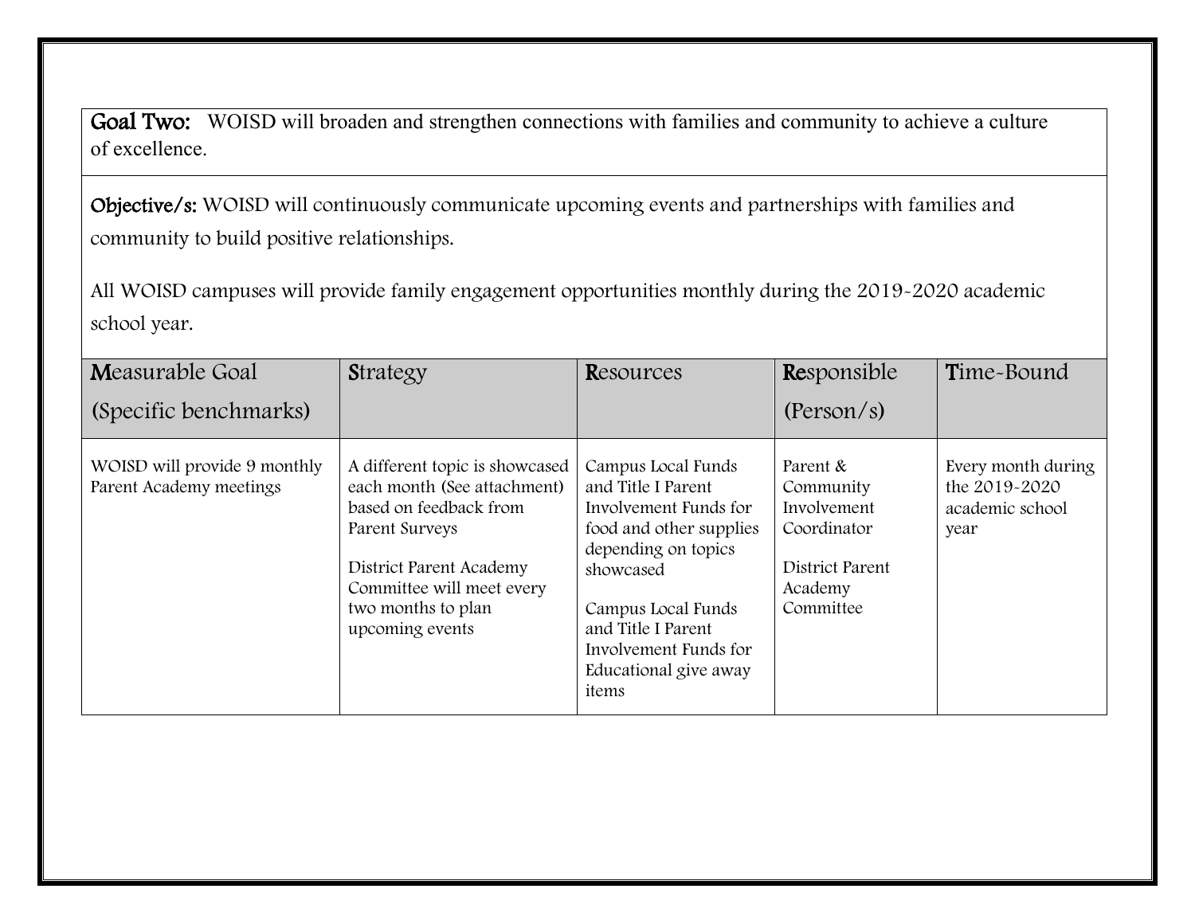**Goal Two:** WOISD will broaden and strengthen connections with families and community to achieve a culture of excellence.

**Objective/s:** WOISD will continuously communicate upcoming events and partnerships with families and community to build positive relationships.

All WOISD campuses will provide family engagement opportunities monthly during the 2019-2020 academic school year.

| **M**easurable Goal (Specific benchmarks) | **S**trategy | **R**esources | **Re**sponsible (Person/s) | **T**ime-Bound |
|---|---|---|---|---|
| WOISD will provide 9 monthly Parent Academy meetings | A different topic is showcased each month (See attachment) based on feedback from Parent Surveys<br><br>District Parent Academy Committee will meet every two months to plan upcoming events | Campus Local Funds and Title I Parent Involvement Funds for food and other supplies depending on topics showcased<br><br>Campus Local Funds and Title I Parent Involvement Funds for Educational give away items | Parent & Community Involvement Coordinator<br><br>District Parent Academy Committee | Every month during the 2019-2020 academic school year |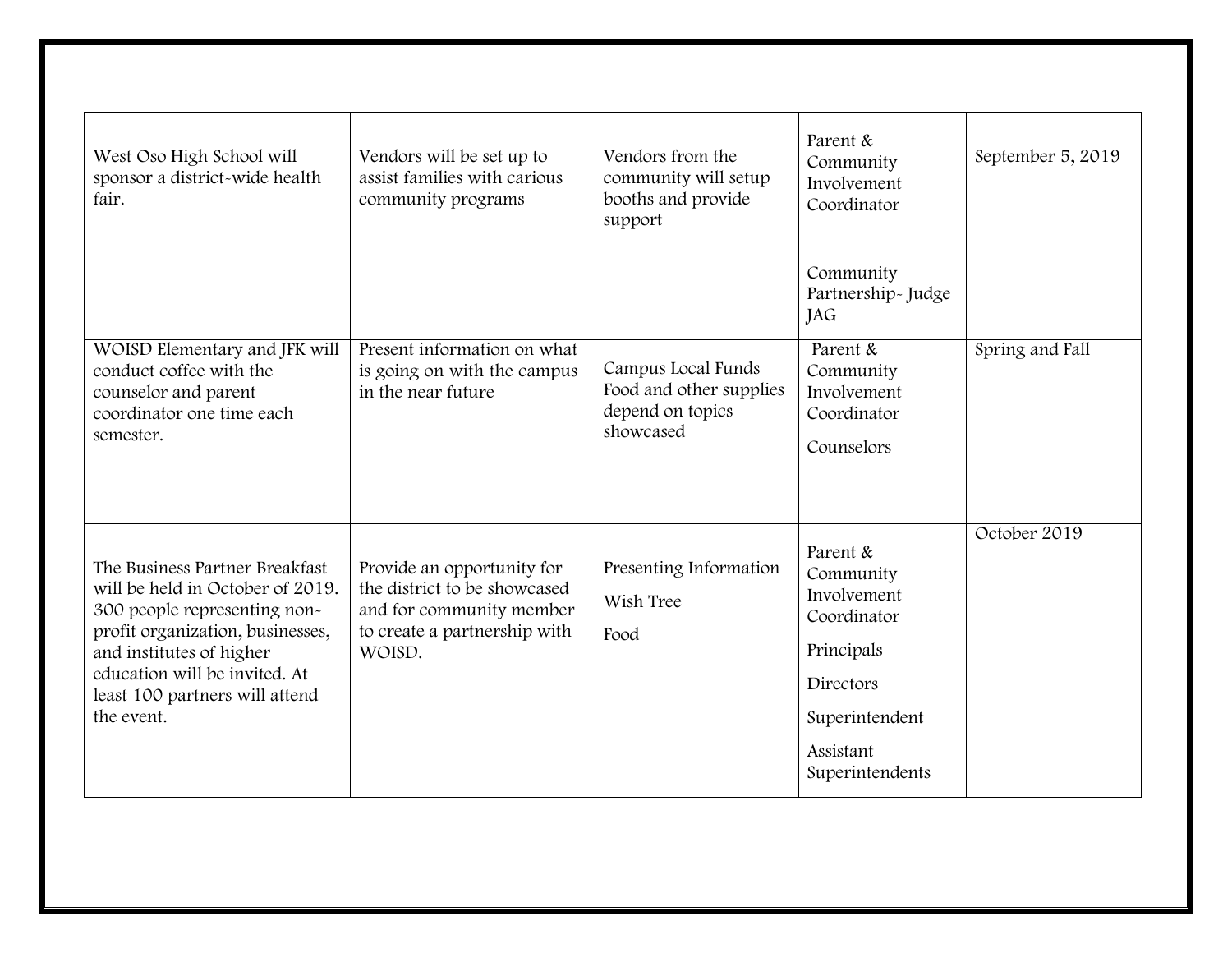| | | | | |
|---|---|---|---|---|
| West Oso High School will sponsor a district-wide health fair. | Vendors will be set up to assist families with carious community programs | Vendors from the community will setup booths and provide support | Parent & Community Involvement Coordinator<br><br>Community Partnership- Judge JAG | September 5, 2019 |
| WOISD Elementary and JFK will conduct coffee with the counselor and parent coordinator one time each semester. | Present information on what is going on with the campus in the near future | Campus Local Funds Food and other supplies depend on topics showcased | Parent & Community Involvement Coordinator<br><br>Counselors | Spring and Fall |
| The Business Partner Breakfast will be held in October of 2019. 300 people representing non-profit organization, businesses, and institutes of higher education will be invited. At least 100 partners will attend the event. | Provide an opportunity for the district to be showcased and for community member to create a partnership with WOISD. | Presenting Information<br><br>Wish Tree<br><br>Food | Parent & Community Involvement Coordinator<br><br>Principals<br><br>Directors<br><br>Superintendent<br><br>Assistant Superintendents | October 2019 |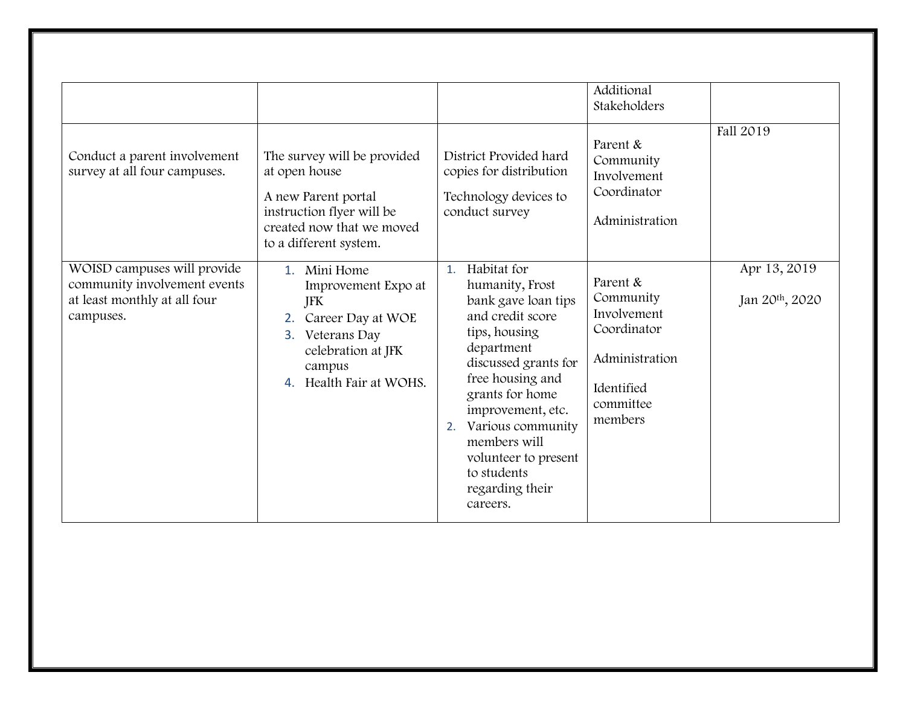| | | | | |
|---|---|---|---|---|
| | | | Additional Stakeholders | |
| Conduct a parent involvement survey at all four campuses. | The survey will be provided at open house<br><br>A new Parent portal instruction flyer will be created now that we moved to a different system. | District Provided hard copies for distribution<br><br>Technology devices to conduct survey | Parent & Community Involvement Coordinator<br><br>Administration | Fall 2019 |
| WOISD campuses will provide community involvement events at least monthly at all four campuses. | 1. Mini Home Improvement Expo at JFK<br>2. Career Day at WOE<br>3. Veterans Day celebration at JFK campus<br>4. Health Fair at WOHS. | 1. Habitat for humanity, Frost bank gave loan tips and credit score tips, housing department discussed grants for free housing and grants for home improvement, etc.<br>2. Various community members will volunteer to present to students regarding their careers. | Parent & Community Involvement Coordinator<br><br>Administration<br><br>Identified committee members | Apr 13, 2019<br><br>Jan 20th, 2020 |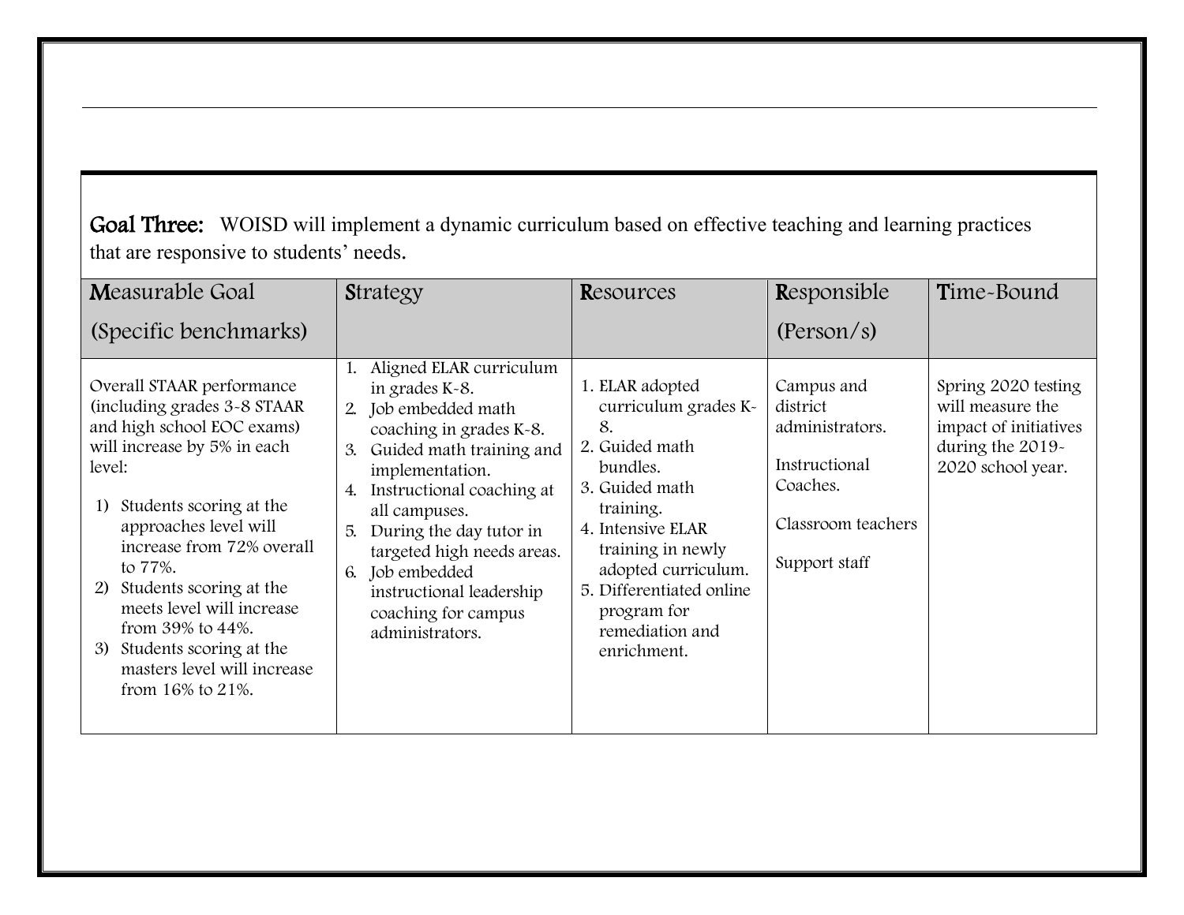**Goal Three:** WOISD will implement a dynamic curriculum based on effective teaching and learning practices that are responsive to students' needs.

| Measurable Goal (Specific benchmarks) | Strategy | Resources | Responsible (Person/s) | Time-Bound |
|---|---|---|---|---|
| Overall STAAR performance (including grades 3-8 STAAR and high school EOC exams) will increase by 5% in each level:<br>1) Students scoring at the approaches level will increase from 72% overall to 77%.<br>2) Students scoring at the meets level will increase from 39% to 44%.<br>3) Students scoring at the masters level will increase from 16% to 21%. | 1. Aligned ELAR curriculum in grades K-8.<br>2. Job embedded math coaching in grades K-8.<br>3. Guided math training and implementation.<br>4. Instructional coaching at all campuses.<br>5. During the day tutor in targeted high needs areas.<br>6. Job embedded instructional leadership coaching for campus administrators. | 1. ELAR adopted curriculum grades K-8.<br>2. Guided math bundles.<br>3. Guided math training.<br>4. Intensive ELAR training in newly adopted curriculum.<br>5. Differentiated online program for remediation and enrichment. | Campus and district administrators.<br><br>Instructional Coaches.<br><br>Classroom teachers<br><br>Support staff | Spring 2020 testing will measure the impact of initiatives during the 2019-2020 school year. |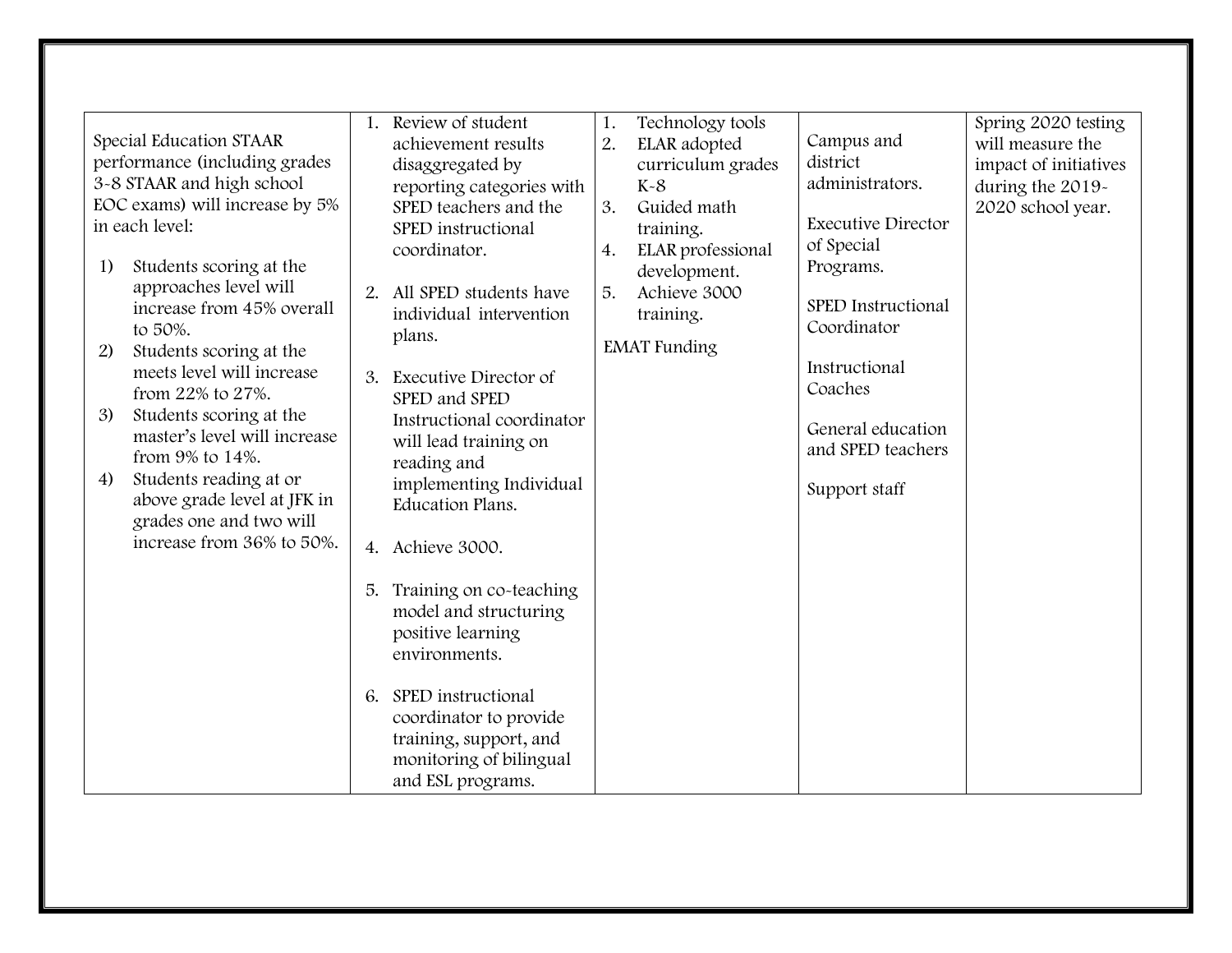| | | | | |
|---|---|---|---|---|
| Special Education STAAR performance (including grades 3-8 STAAR and high school EOC exams) will increase by 5% in each level:<br><br>1) Students scoring at the approaches level will increase from 45% overall to 50%.<br>2) Students scoring at the meets level will increase from 22% to 27%.<br>3) Students scoring at the master's level will increase from 9% to 14%.<br>4) Students reading at or above grade level at JFK in grades one and two will increase from 36% to 50%. | 1. Review of student achievement results disaggregated by reporting categories with SPED teachers and the SPED instructional coordinator.<br><br>2. All SPED students have individual intervention plans.<br><br>3. Executive Director of SPED and SPED Instructional coordinator will lead training on reading and implementing Individual Education Plans.<br><br>4. Achieve 3000.<br><br>5. Training on co-teaching model and structuring positive learning environments.<br><br>6. SPED instructional coordinator to provide training, support, and monitoring of bilingual and ESL programs. | 1. Technology tools<br>2. ELAR adopted curriculum grades K-8<br>3. Guided math training.<br>4. ELAR professional development.<br>5. Achieve 3000 training.<br><br>EMAT Funding | Campus and district administrators.<br><br>Executive Director of Special Programs.<br><br>SPED Instructional Coordinator<br><br>Instructional Coaches<br><br>General education and SPED teachers<br><br>Support staff | Spring 2020 testing will measure the impact of initiatives during the 2019-2020 school year. |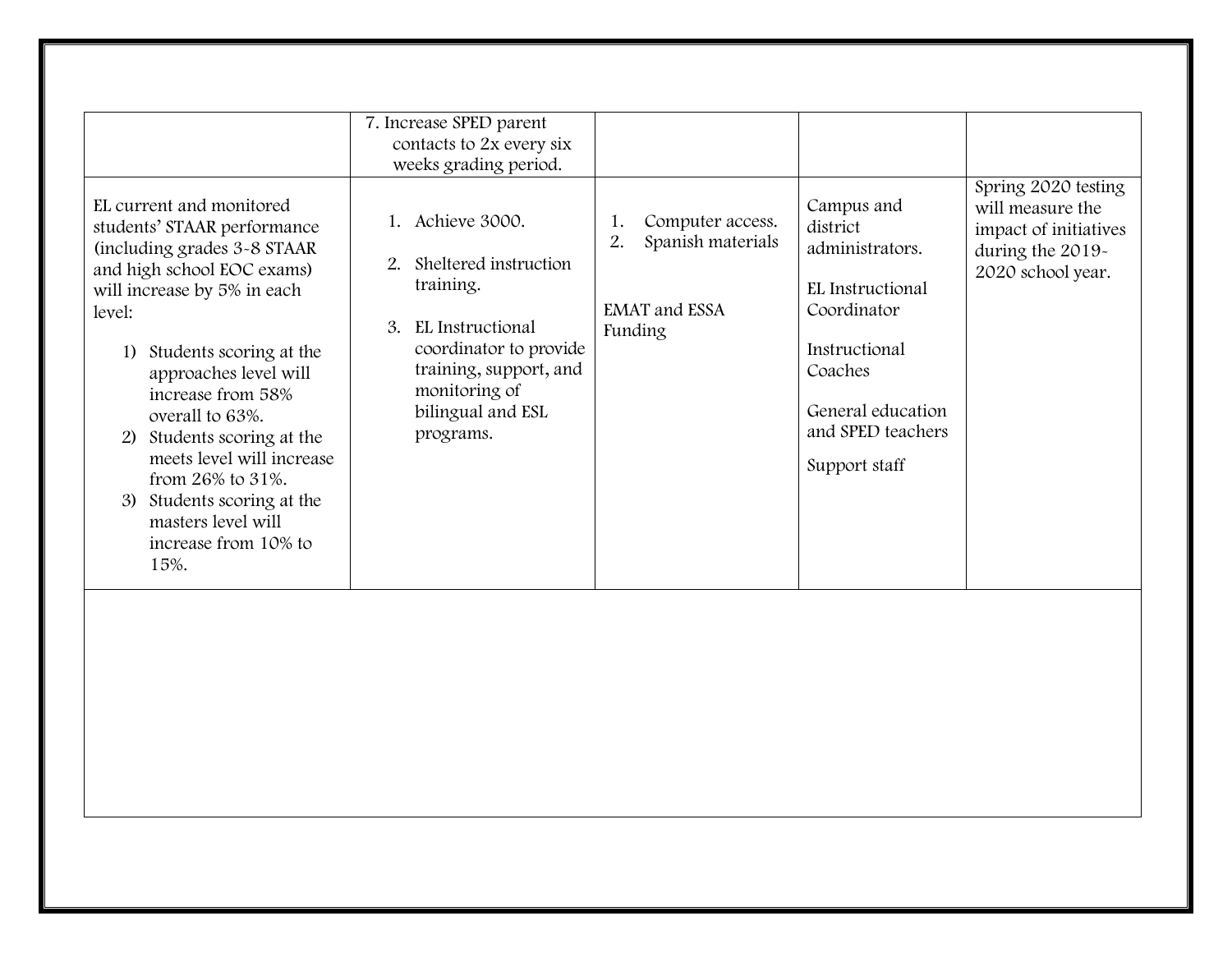| | | | | |
|---|---|---|---|---|
| | 7. Increase SPED parent contacts to 2x every six weeks grading period. | | | |
| EL current and monitored students' STAAR performance (including grades 3-8 STAAR and high school EOC exams) will increase by 5% in each level:<br><br>1) Students scoring at the approaches level will increase from 58% overall to 63%.<br>2) Students scoring at the meets level will increase from 26% to 31%.<br>3) Students scoring at the masters level will increase from 10% to 15%. | 1. Achieve 3000.<br><br>2. Sheltered instruction training.<br><br>3. EL Instructional coordinator to provide training, support, and monitoring of bilingual and ESL programs. | 1. Computer access.<br>2. Spanish materials<br><br>EMAT and ESSA Funding | Campus and district administrators.<br><br>EL Instructional Coordinator<br><br>Instructional Coaches<br><br>General education and SPED teachers<br><br>Support staff | Spring 2020 testing will measure the impact of initiatives during the 2019-2020 school year. |
| | | | | |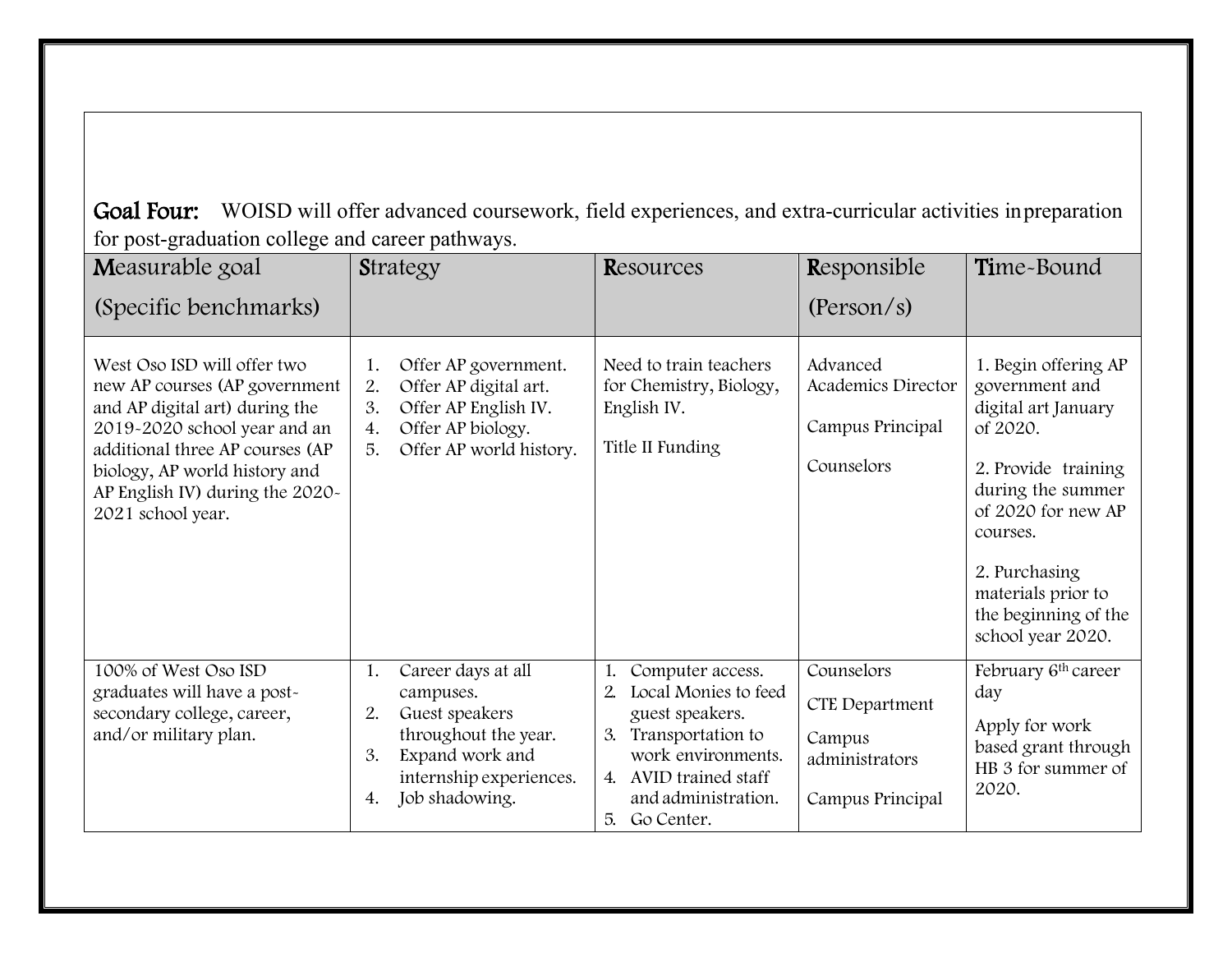**Goal Four:** WOISD will offer advanced coursework, field experiences, and extra-curricular activities in preparation for post-graduation college and career pathways.

| Measurable goal (Specific benchmarks) | Strategy | Resources | Responsible (Person/s) | Time-Bound |
|---|---|---|---|---|
| West Oso ISD will offer two new AP courses (AP government and AP digital art) during the 2019-2020 school year and an additional three AP courses (AP biology, AP world history and AP English IV) during the 2020-2021 school year. | 1. Offer AP government.<br>2. Offer AP digital art.<br>3. Offer AP English IV.<br>4. Offer AP biology.<br>5. Offer AP world history. | Need to train teachers for Chemistry, Biology, English IV.<br><br>Title II Funding | Advanced Academics Director<br><br>Campus Principal<br><br>Counselors | 1. Begin offering AP government and digital art January of 2020.<br><br>2. Provide training during the summer of 2020 for new AP courses.<br><br>2. Purchasing materials prior to the beginning of the school year 2020. |
| 100% of West Oso ISD graduates will have a post-secondary college, career, and/or military plan. | 1. Career days at all campuses.<br>2. Guest speakers throughout the year.<br>3. Expand work and internship experiences.<br>4. Job shadowing. | 1. Computer access.<br>2. Local Monies to feed guest speakers.<br>3. Transportation to work environments.<br>4. AVID trained staff and administration.<br>5. Go Center. | Counselors<br><br>CTE Department<br><br>Campus administrators<br><br>Campus Principal | February 6th career day<br><br>Apply for work based grant through HB 3 for summer of 2020. |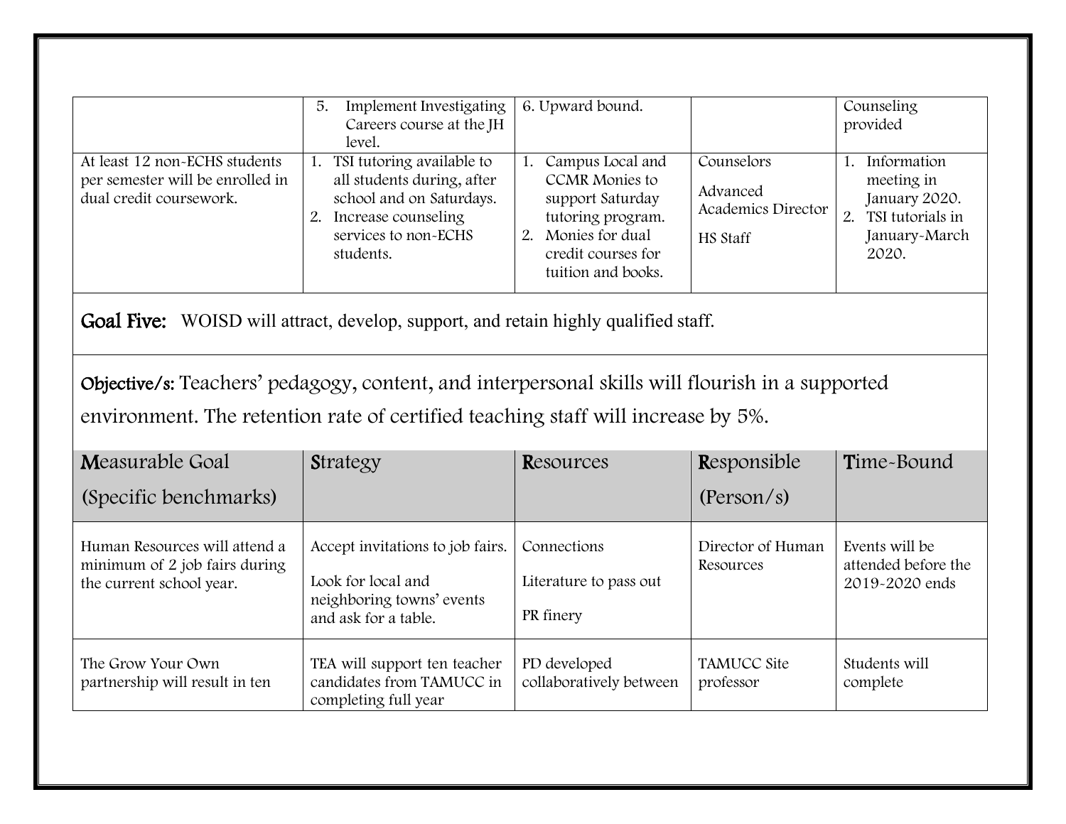| | 5. Implement Investigating Careers course at the JH level. | 6. Upward bound. | | Counseling provided |
|---|---|---|---|---|
| At least 12 non-ECHS students per semester will be enrolled in dual credit coursework. | 1. TSI tutoring available to all students during, after school and on Saturdays.<br>2. Increase counseling services to non-ECHS students. | 1. Campus Local and CCMR Monies to support Saturday tutoring program.<br>2. Monies for dual credit courses for tuition and books. | Counselors<br>Advanced Academics Director<br>HS Staff | 1. Information meeting in January 2020.<br>2. TSI tutorials in January-March 2020. |

**Goal Five:** WOISD will attract, develop, support, and retain highly qualified staff.

**Objective/s:** Teachers' pedagogy, content, and interpersonal skills will flourish in a supported environment. The retention rate of certified teaching staff will increase by 5%.

| Measurable Goal (Specific benchmarks) | Strategy | Resources | Responsible (Person/s) | Time-Bound |
|---|---|---|---|---|
| Human Resources will attend a minimum of 2 job fairs during the current school year. | Accept invitations to job fairs.<br>Look for local and neighboring towns' events and ask for a table. | Connections<br>Literature to pass out<br>PR finery | Director of Human Resources | Events will be attended before the 2019-2020 ends |
| The Grow Your Own partnership will result in ten | TEA will support ten teacher candidates from TAMUCC in completing full year | PD developed collaboratively between | TAMUCC Site professor | Students will complete |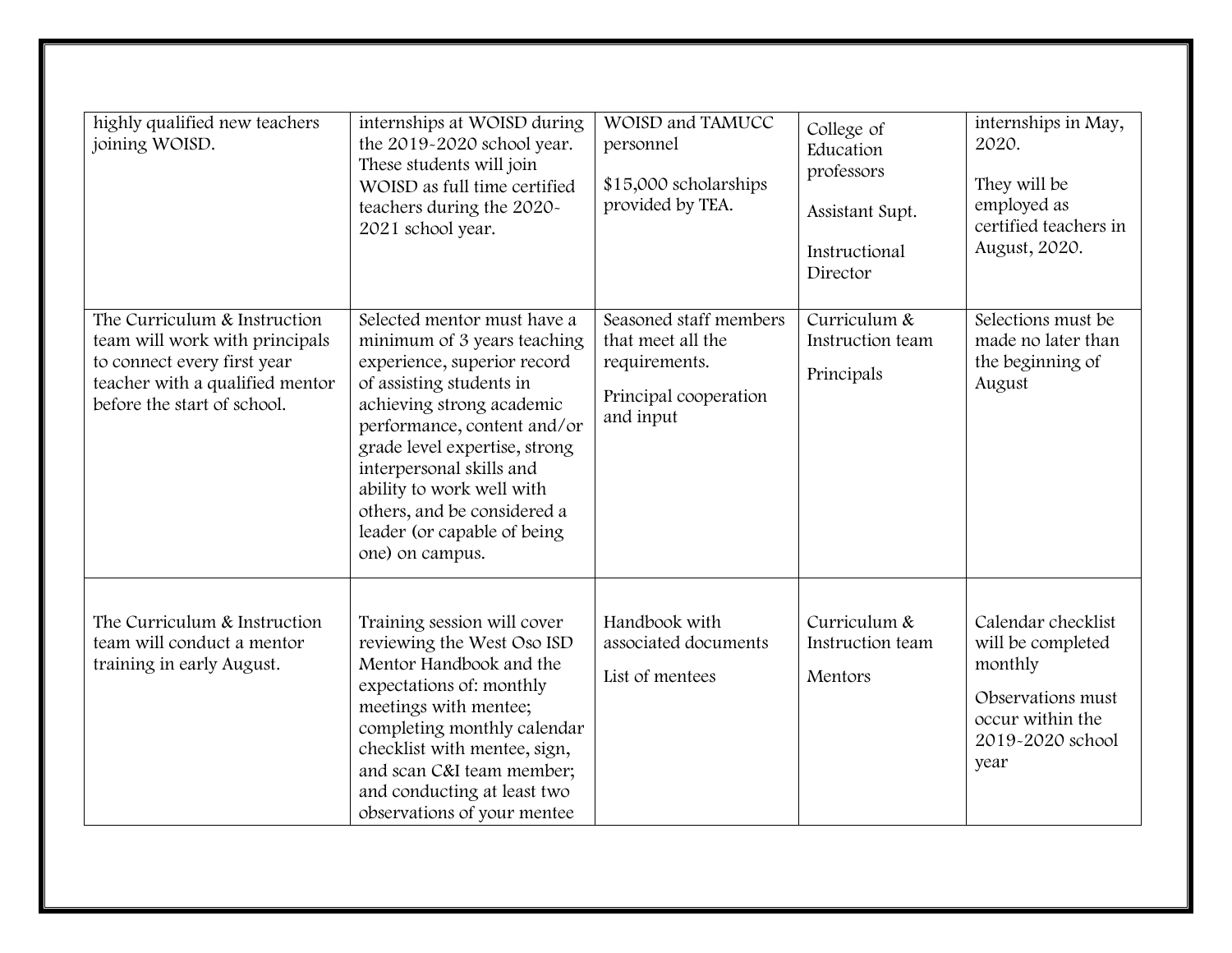| | | | | |
|---|---|---|---|---|
| highly qualified new teachers joining WOISD. | internships at WOISD during the 2019-2020 school year. These students will join WOISD as full time certified teachers during the 2020-2021 school year. | WOISD and TAMUCC personnel<br><br>$15,000 scholarships provided by TEA. | College of Education professors<br><br>Assistant Supt.<br><br>Instructional Director | internships in May, 2020.<br><br>They will be employed as certified teachers in August, 2020. |
| The Curriculum & Instruction team will work with principals to connect every first year teacher with a qualified mentor before the start of school. | Selected mentor must have a minimum of 3 years teaching experience, superior record of assisting students in achieving strong academic performance, content and/or grade level expertise, strong interpersonal skills and ability to work well with others, and be considered a leader (or capable of being one) on campus. | Seasoned staff members that meet all the requirements.<br><br>Principal cooperation and input | Curriculum & Instruction team<br><br>Principals | Selections must be made no later than the beginning of August |
| The Curriculum & Instruction team will conduct a mentor training in early August. | Training session will cover reviewing the West Oso ISD Mentor Handbook and the expectations of: monthly meetings with mentee; completing monthly calendar checklist with mentee, sign, and scan C&I team member; and conducting at least two observations of your mentee | Handbook with associated documents<br><br>List of mentees | Curriculum & Instruction team<br><br>Mentors | Calendar checklist will be completed monthly<br><br>Observations must occur within the 2019-2020 school year |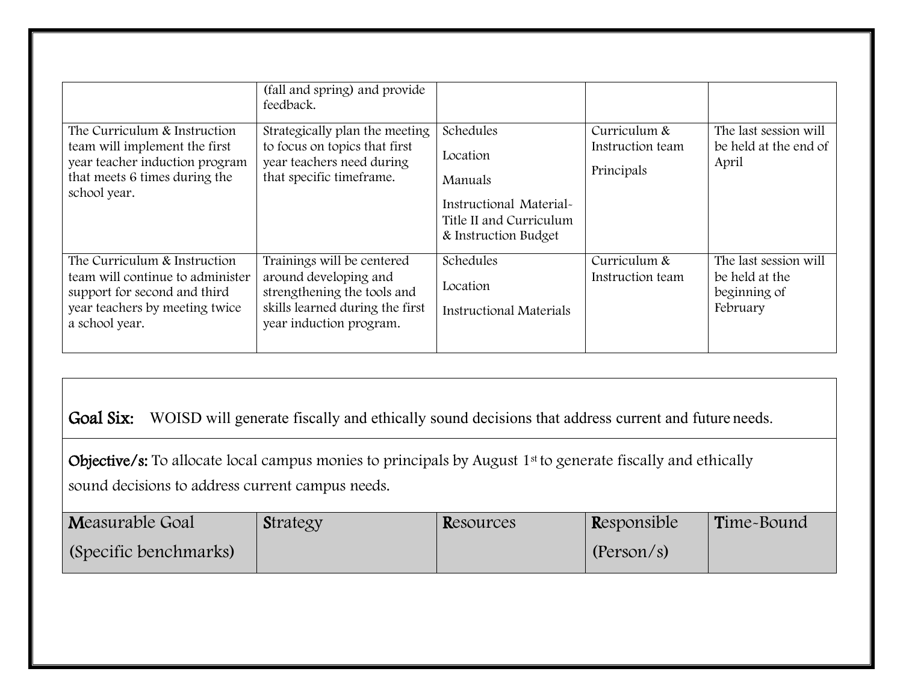| | | | | |
|---|---|---|---|---|
| | (fall and spring) and provide feedback. | | | |
| The Curriculum & Instruction team will implement the first year teacher induction program that meets 6 times during the school year. | Strategically plan the meeting to focus on topics that first year teachers need during that specific timeframe. | Schedules<br><br>Location<br><br>Manuals<br><br>Instructional Material-Title II and Curriculum & Instruction Budget | Curriculum & Instruction team<br><br>Principals | The last session will be held at the end of April |
| The Curriculum & Instruction team will continue to administer support for second and third year teachers by meeting twice a school year. | Trainings will be centered around developing and strengthening the tools and skills learned during the first year induction program. | Schedules<br><br>Location<br><br>Instructional Materials | Curriculum & Instruction team | The last session will be held at the beginning of February |

**Goal Six:** WOISD will generate fiscally and ethically sound decisions that address current and future needs.

**Objective/s:** To allocate local campus monies to principals by August 1st to generate fiscally and ethically sound decisions to address current campus needs.

| **M**easurable Goal (Specific benchmarks) | **S**trategy | **R**esources | **R**esponsible (Person/s) | **T**ime-Bound |
|---|---|---|---|---|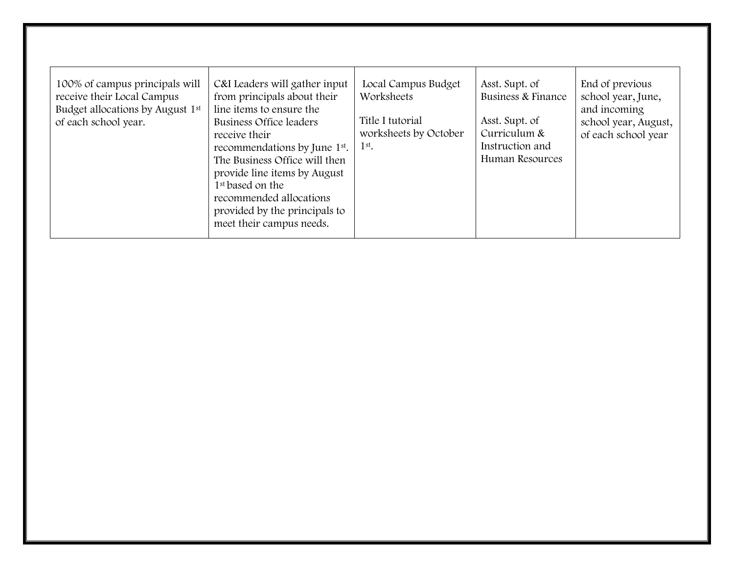| | | | | |
|---|---|---|---|---|
| 100% of campus principals will receive their Local Campus Budget allocations by August 1st of each school year. | C&I Leaders will gather input from principals about their line items to ensure the Business Office leaders receive their recommendations by June 1st. The Business Office will then provide line items by August 1st based on the recommended allocations provided by the principals to meet their campus needs. | Local Campus Budget Worksheets<br><br>Title I tutorial worksheets by October 1st. | Asst. Supt. of Business & Finance<br><br>Asst. Supt. of Curriculum & Instruction and Human Resources | End of previous school year, June, and incoming school year, August, of each school year |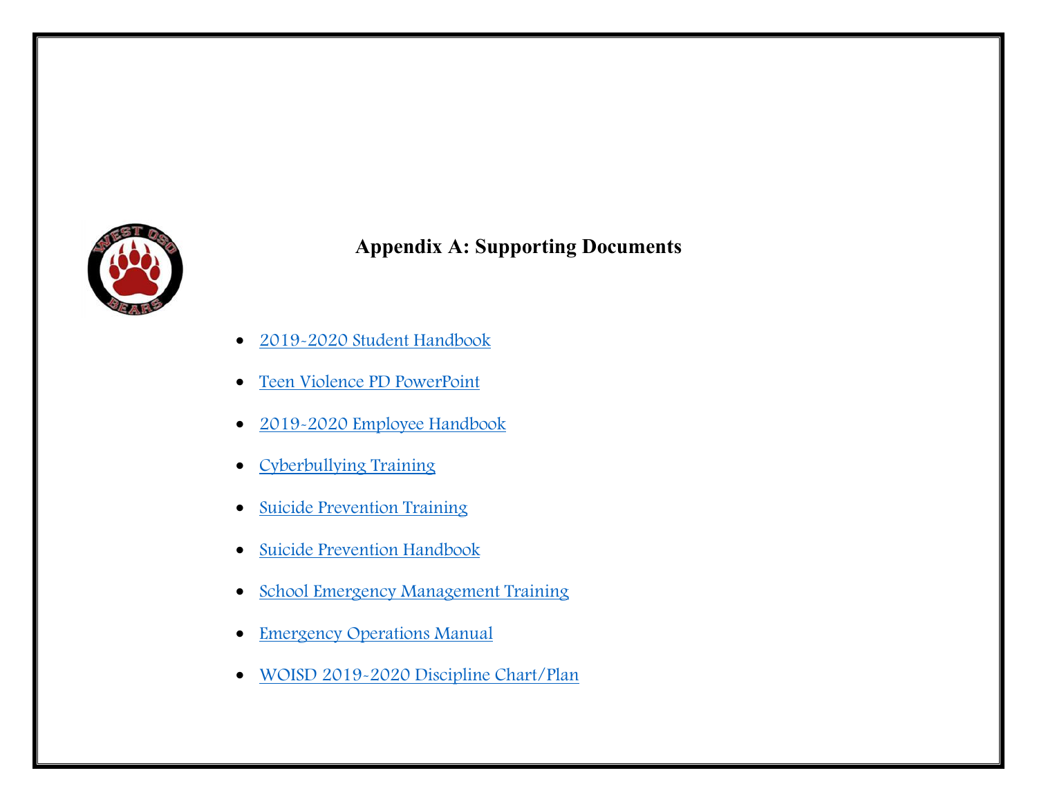## Appendix A: Supporting Documents

- 2019-2020 Student Handbook
- Teen Violence PD PowerPoint
- 2019-2020 Employee Handbook
- Cyberbullying Training
- Suicide Prevention Training
- Suicide Prevention Handbook
- School Emergency Management Training
- Emergency Operations Manual
- WOISD 2019-2020 Discipline Chart/Plan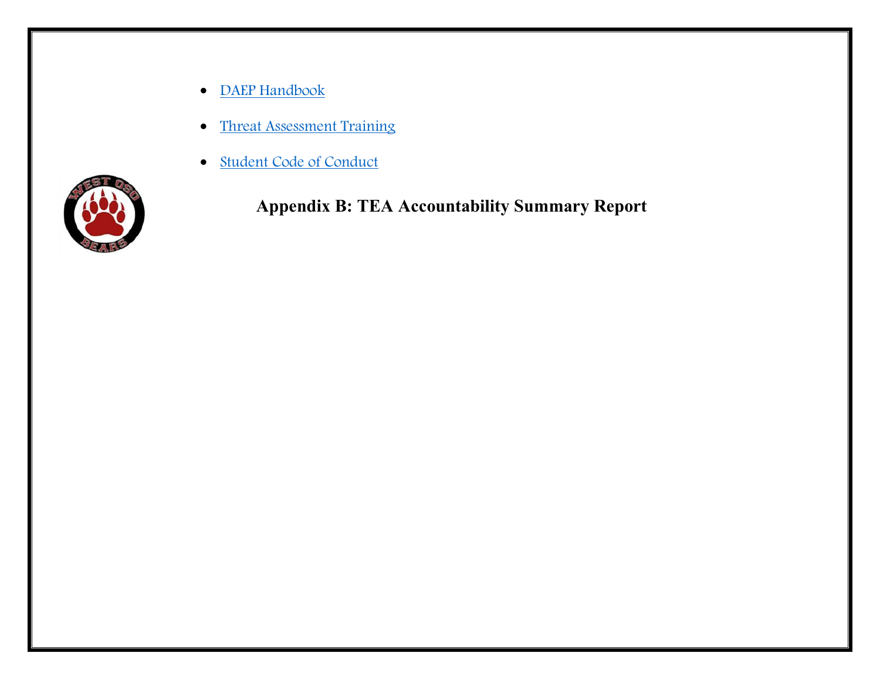- DAEP Handbook
- Threat Assessment Training
- Student Code of Conduct

## Appendix B: TEA Accountability Summary Report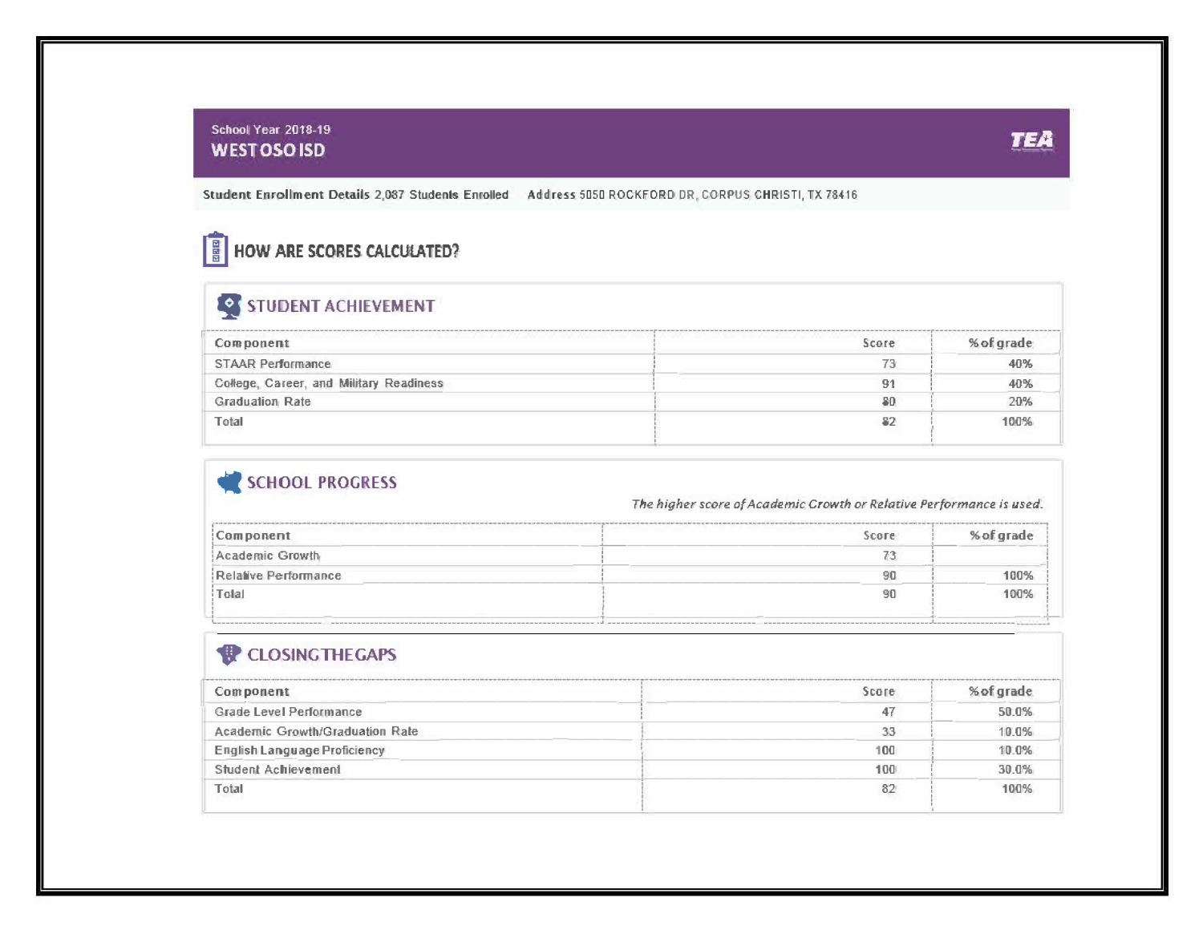School Year 2018-19

## WEST OSO ISD

**Student Enrollment Details** 2,087 Students Enrolled **Address** 5050 ROCKFORD DR, CORPUS CHRISTI, TX 78416

## HOW ARE SCORES CALCULATED?

### STUDENT ACHIEVEMENT

| Component | Score | % of grade |
|---|---|---|
| STAAR Performance | 73 | 40% |
| College, Career, and Military Readiness | 91 | 40% |
| Graduation Rate | 80 | 20% |
| Total | 82 | 100% |

### SCHOOL PROGRESS

*The higher score of Academic Growth or Relative Performance is used.*

| Component | Score | % of grade |
|---|---|---|
| Academic Growth | 73 | |
| Relative Performance | 90 | 100% |
| Total | 90 | 100% |

### CLOSING THE GAPS

| Component | Score | % of grade |
|---|---|---|
| Grade Level Performance | 47 | 50.0% |
| Academic Growth/Graduation Rate | 33 | 10.0% |
| English Language Proficiency | 100 | 10.0% |
| Student Achievement | 100 | 30.0% |
| Total | 82 | 100% |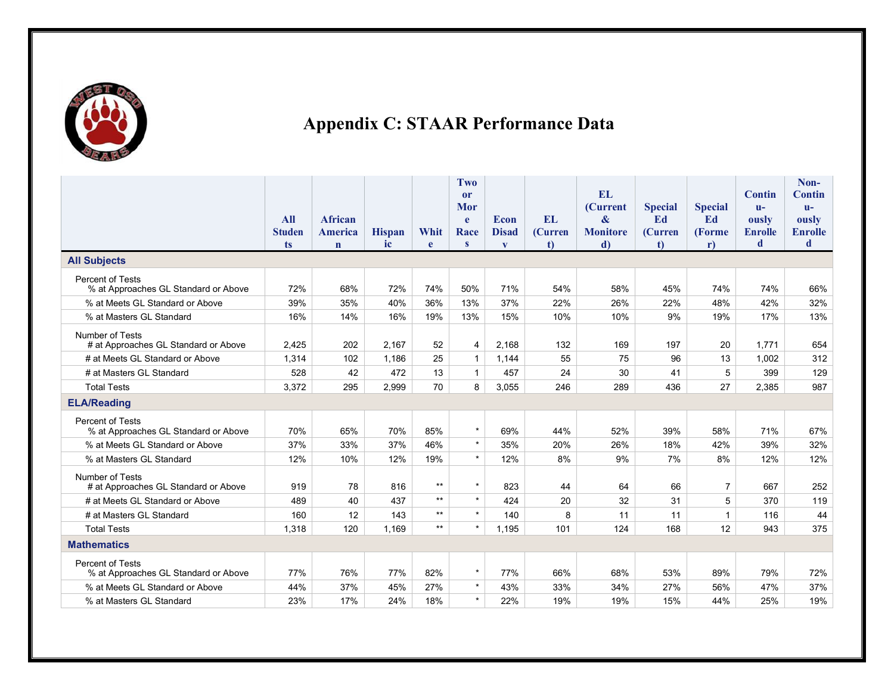# Appendix C: STAAR Performance Data

| | All Students | African American | Hispanic | White | Two or More Races | Econ Disadv | EL (Current) | EL (Current & Monitored) | Special Ed (Current) | Special Ed (Former) | Continuously Enrolled | Non-Continuously Enrolled |
|---|---|---|---|---|---|---|---|---|---|---|---|---|
| **All Subjects** | | | | | | | | | | | | |
| Percent of Tests | | | | | | | | | | | | |
| % at Approaches GL Standard or Above | 72% | 68% | 72% | 74% | 50% | 71% | 54% | 58% | 45% | 74% | 74% | 66% |
| % at Meets GL Standard or Above | 39% | 35% | 40% | 36% | 13% | 37% | 22% | 26% | 22% | 48% | 42% | 32% |
| % at Masters GL Standard | 16% | 14% | 16% | 19% | 13% | 15% | 10% | 10% | 9% | 19% | 17% | 13% |
| Number of Tests | | | | | | | | | | | | |
| # at Approaches GL Standard or Above | 2,425 | 202 | 2,167 | 52 | 4 | 2,168 | 132 | 169 | 197 | 20 | 1,771 | 654 |
| # at Meets GL Standard or Above | 1,314 | 102 | 1,186 | 25 | 1 | 1,144 | 55 | 75 | 96 | 13 | 1,002 | 312 |
| # at Masters GL Standard | 528 | 42 | 472 | 13 | 1 | 457 | 24 | 30 | 41 | 5 | 399 | 129 |
| Total Tests | 3,372 | 295 | 2,999 | 70 | 8 | 3,055 | 246 | 289 | 436 | 27 | 2,385 | 987 |
| **ELA/Reading** | | | | | | | | | | | | |
| Percent of Tests | | | | | | | | | | | | |
| % at Approaches GL Standard or Above | 70% | 65% | 70% | 85% | * | 69% | 44% | 52% | 39% | 58% | 71% | 67% |
| % at Meets GL Standard or Above | 37% | 33% | 37% | 46% | * | 35% | 20% | 26% | 18% | 42% | 39% | 32% |
| % at Masters GL Standard | 12% | 10% | 12% | 19% | * | 12% | 8% | 9% | 7% | 8% | 12% | 12% |
| Number of Tests | | | | | | | | | | | | |
| # at Approaches GL Standard or Above | 919 | 78 | 816 | ** | * | 823 | 44 | 64 | 66 | 7 | 667 | 252 |
| # at Meets GL Standard or Above | 489 | 40 | 437 | ** | * | 424 | 20 | 32 | 31 | 5 | 370 | 119 |
| # at Masters GL Standard | 160 | 12 | 143 | ** | * | 140 | 8 | 11 | 11 | 1 | 116 | 44 |
| Total Tests | 1,318 | 120 | 1,169 | ** | * | 1,195 | 101 | 124 | 168 | 12 | 943 | 375 |
| **Mathematics** | | | | | | | | | | | | |
| Percent of Tests | | | | | | | | | | | | |
| % at Approaches GL Standard or Above | 77% | 76% | 77% | 82% | * | 77% | 66% | 68% | 53% | 89% | 79% | 72% |
| % at Meets GL Standard or Above | 44% | 37% | 45% | 27% | * | 43% | 33% | 34% | 27% | 56% | 47% | 37% |
| % at Masters GL Standard | 23% | 17% | 24% | 18% | * | 22% | 19% | 19% | 15% | 44% | 25% | 19% |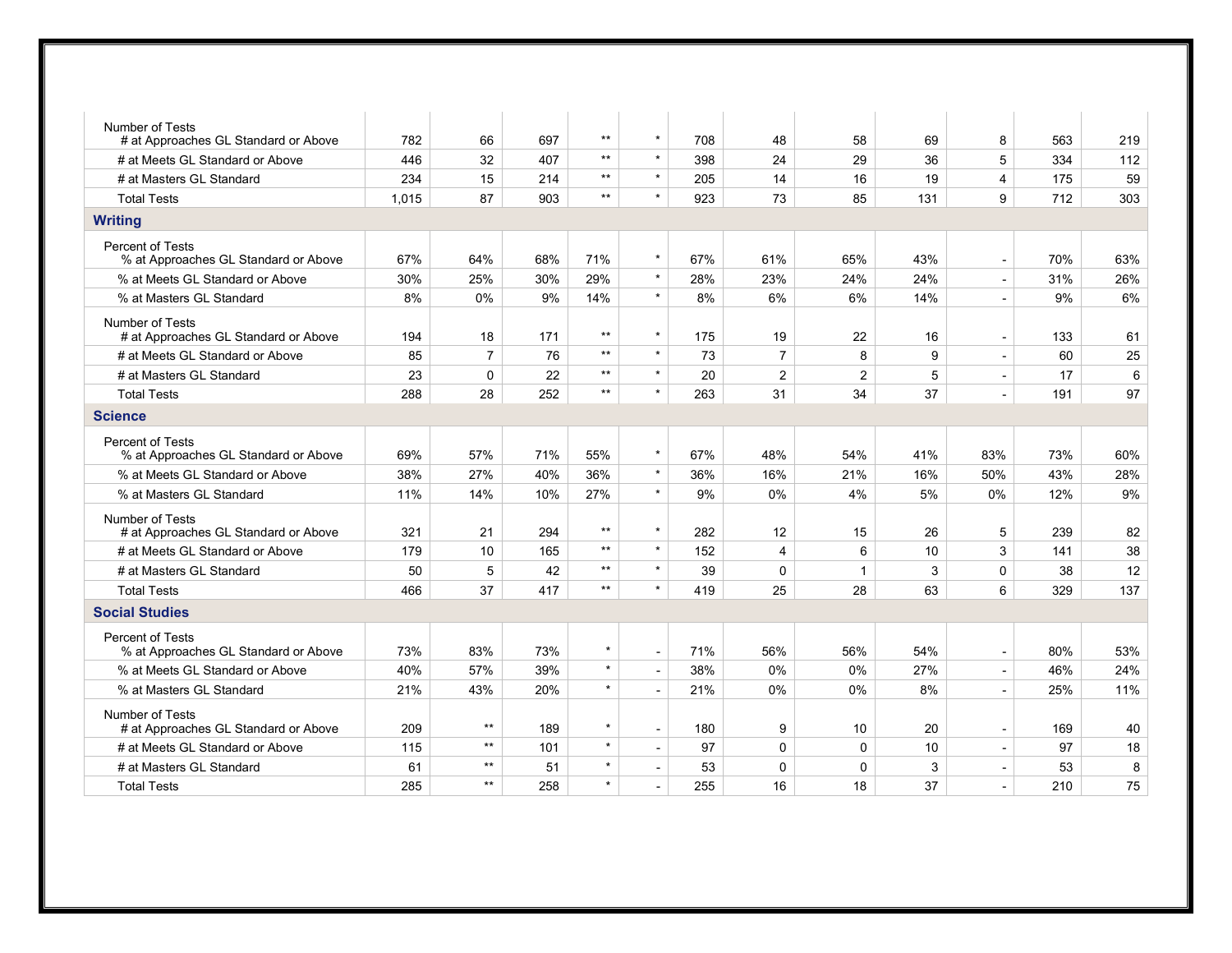| | | | | | | | | | | | | |
|---|---|---|---|---|---|---|---|---|---|---|---|---|
| Number of Tests<br># at Approaches GL Standard or Above | 782 | 66 | 697 | ** | * | 708 | 48 | 58 | 69 | 8 | 563 | 219 |
| # at Meets GL Standard or Above | 446 | 32 | 407 | ** | * | 398 | 24 | 29 | 36 | 5 | 334 | 112 |
| # at Masters GL Standard | 234 | 15 | 214 | ** | * | 205 | 14 | 16 | 19 | 4 | 175 | 59 |
| Total Tests | 1,015 | 87 | 903 | ** | * | 923 | 73 | 85 | 131 | 9 | 712 | 303 |
| **Writing** | | | | | | | | | | | | |
| Percent of Tests<br>% at Approaches GL Standard or Above | 67% | 64% | 68% | 71% | * | 67% | 61% | 65% | 43% | - | 70% | 63% |
| % at Meets GL Standard or Above | 30% | 25% | 30% | 29% | * | 28% | 23% | 24% | 24% | - | 31% | 26% |
| % at Masters GL Standard | 8% | 0% | 9% | 14% | * | 8% | 6% | 6% | 14% | - | 9% | 6% |
| Number of Tests<br># at Approaches GL Standard or Above | 194 | 18 | 171 | ** | * | 175 | 19 | 22 | 16 | - | 133 | 61 |
| # at Meets GL Standard or Above | 85 | 7 | 76 | ** | * | 73 | 7 | 8 | 9 | - | 60 | 25 |
| # at Masters GL Standard | 23 | 0 | 22 | ** | * | 20 | 2 | 2 | 5 | - | 17 | 6 |
| Total Tests | 288 | 28 | 252 | ** | * | 263 | 31 | 34 | 37 | - | 191 | 97 |
| **Science** | | | | | | | | | | | | |
| Percent of Tests<br>% at Approaches GL Standard or Above | 69% | 57% | 71% | 55% | * | 67% | 48% | 54% | 41% | 83% | 73% | 60% |
| % at Meets GL Standard or Above | 38% | 27% | 40% | 36% | * | 36% | 16% | 21% | 16% | 50% | 43% | 28% |
| % at Masters GL Standard | 11% | 14% | 10% | 27% | * | 9% | 0% | 4% | 5% | 0% | 12% | 9% |
| Number of Tests<br># at Approaches GL Standard or Above | 321 | 21 | 294 | ** | * | 282 | 12 | 15 | 26 | 5 | 239 | 82 |
| # at Meets GL Standard or Above | 179 | 10 | 165 | ** | * | 152 | 4 | 6 | 10 | 3 | 141 | 38 |
| # at Masters GL Standard | 50 | 5 | 42 | ** | * | 39 | 0 | 1 | 3 | 0 | 38 | 12 |
| Total Tests | 466 | 37 | 417 | ** | * | 419 | 25 | 28 | 63 | 6 | 329 | 137 |
| **Social Studies** | | | | | | | | | | | | |
| Percent of Tests<br>% at Approaches GL Standard or Above | 73% | 83% | 73% | * | - | 71% | 56% | 56% | 54% | - | 80% | 53% |
| % at Meets GL Standard or Above | 40% | 57% | 39% | * | - | 38% | 0% | 0% | 27% | - | 46% | 24% |
| % at Masters GL Standard | 21% | 43% | 20% | * | - | 21% | 0% | 0% | 8% | - | 25% | 11% |
| Number of Tests<br># at Approaches GL Standard or Above | 209 | ** | 189 | * | - | 180 | 9 | 10 | 20 | - | 169 | 40 |
| # at Meets GL Standard or Above | 115 | ** | 101 | * | - | 97 | 0 | 0 | 10 | - | 97 | 18 |
| # at Masters GL Standard | 61 | ** | 51 | * | - | 53 | 0 | 0 | 3 | - | 53 | 8 |
| Total Tests | 285 | ** | 258 | * | - | 255 | 16 | 18 | 37 | - | 210 | 75 |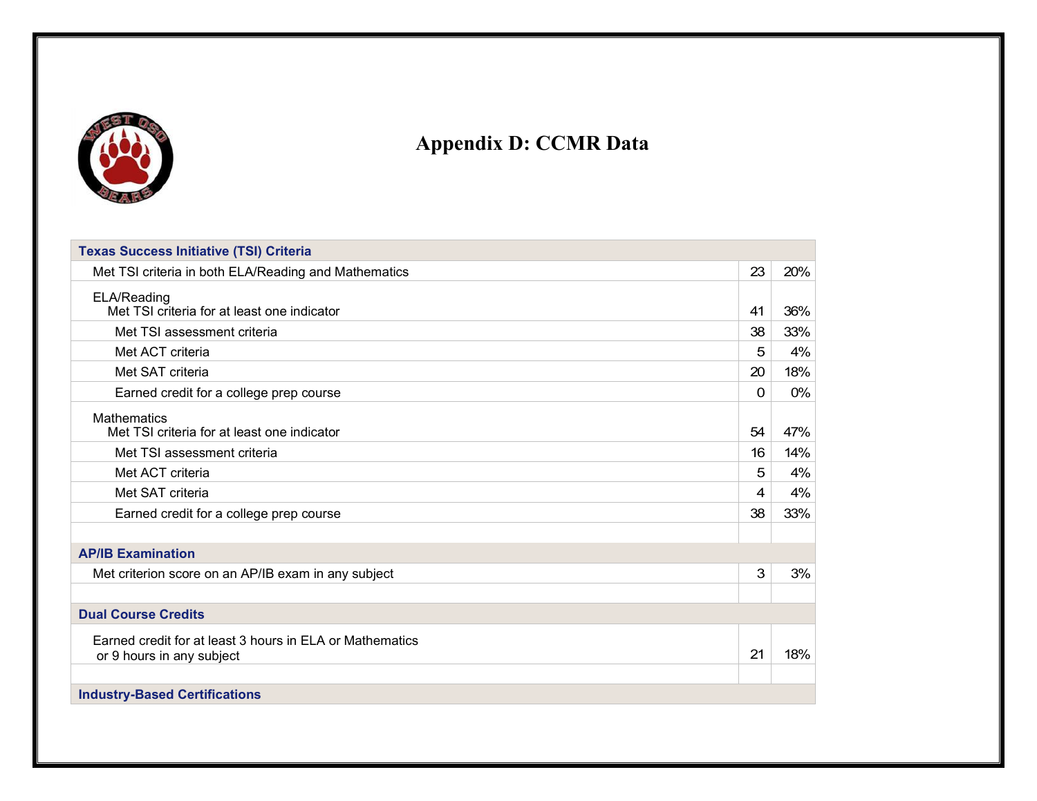# Appendix D: CCMR Data

| Texas Success Initiative (TSI) Criteria | | |
|---|---|---|
| Met TSI criteria in both ELA/Reading and Mathematics | 23 | 20% |
| ELA/Reading<br>Met TSI criteria for at least one indicator | 41 | 36% |
| Met TSI assessment criteria | 38 | 33% |
| Met ACT criteria | 5 | 4% |
| Met SAT criteria | 20 | 18% |
| Earned credit for a college prep course | 0 | 0% |
| Mathematics<br>Met TSI criteria for at least one indicator | 54 | 47% |
| Met TSI assessment criteria | 16 | 14% |
| Met ACT criteria | 5 | 4% |
| Met SAT criteria | 4 | 4% |
| Earned credit for a college prep course | 38 | 33% |
| | | |
| **AP/IB Examination** | | |
| Met criterion score on an AP/IB exam in any subject | 3 | 3% |
| | | |
| **Dual Course Credits** | | |
| Earned credit for at least 3 hours in ELA or Mathematics or 9 hours in any subject | 21 | 18% |
| | | |
| **Industry-Based Certifications** | | |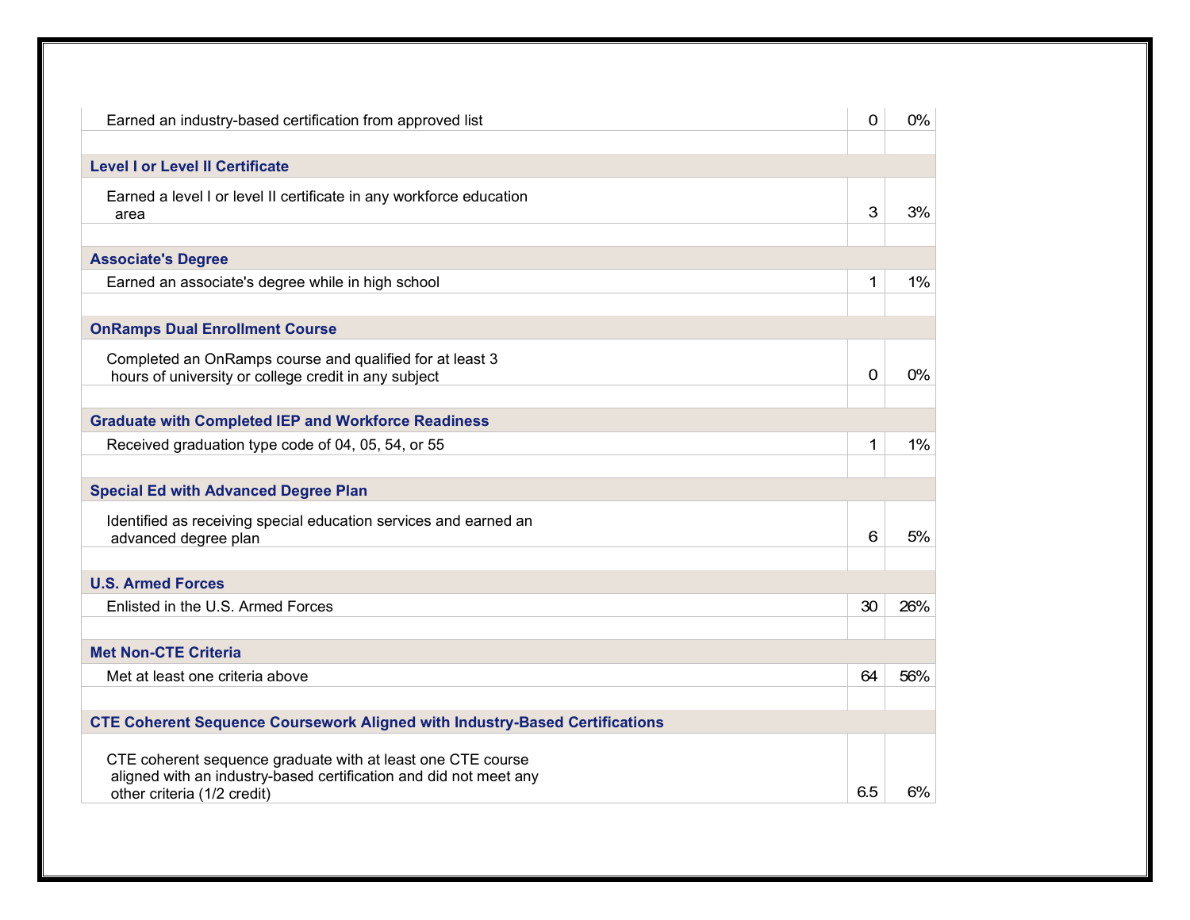| | | |
|---|---|---|
| Earned an industry-based certification from approved list | 0 | 0% |
| | | |
| **Level I or Level II Certificate** | | |
| Earned a level I or level II certificate in any workforce education area | 3 | 3% |
| | | |
| **Associate's Degree** | | |
| Earned an associate's degree while in high school | 1 | 1% |
| | | |
| **OnRamps Dual Enrollment Course** | | |
| Completed an OnRamps course and qualified for at least 3 hours of university or college credit in any subject | 0 | 0% |
| | | |
| **Graduate with Completed IEP and Workforce Readiness** | | |
| Received graduation type code of 04, 05, 54, or 55 | 1 | 1% |
| | | |
| **Special Ed with Advanced Degree Plan** | | |
| Identified as receiving special education services and earned an advanced degree plan | 6 | 5% |
| | | |
| **U.S. Armed Forces** | | |
| Enlisted in the U.S. Armed Forces | 30 | 26% |
| | | |
| **Met Non-CTE Criteria** | | |
| Met at least one criteria above | 64 | 56% |
| | | |
| **CTE Coherent Sequence Coursework Aligned with Industry-Based Certifications** | | |
| CTE coherent sequence graduate with at least one CTE course aligned with an industry-based certification and did not meet any other criteria (1/2 credit) | 6.5 | 6% |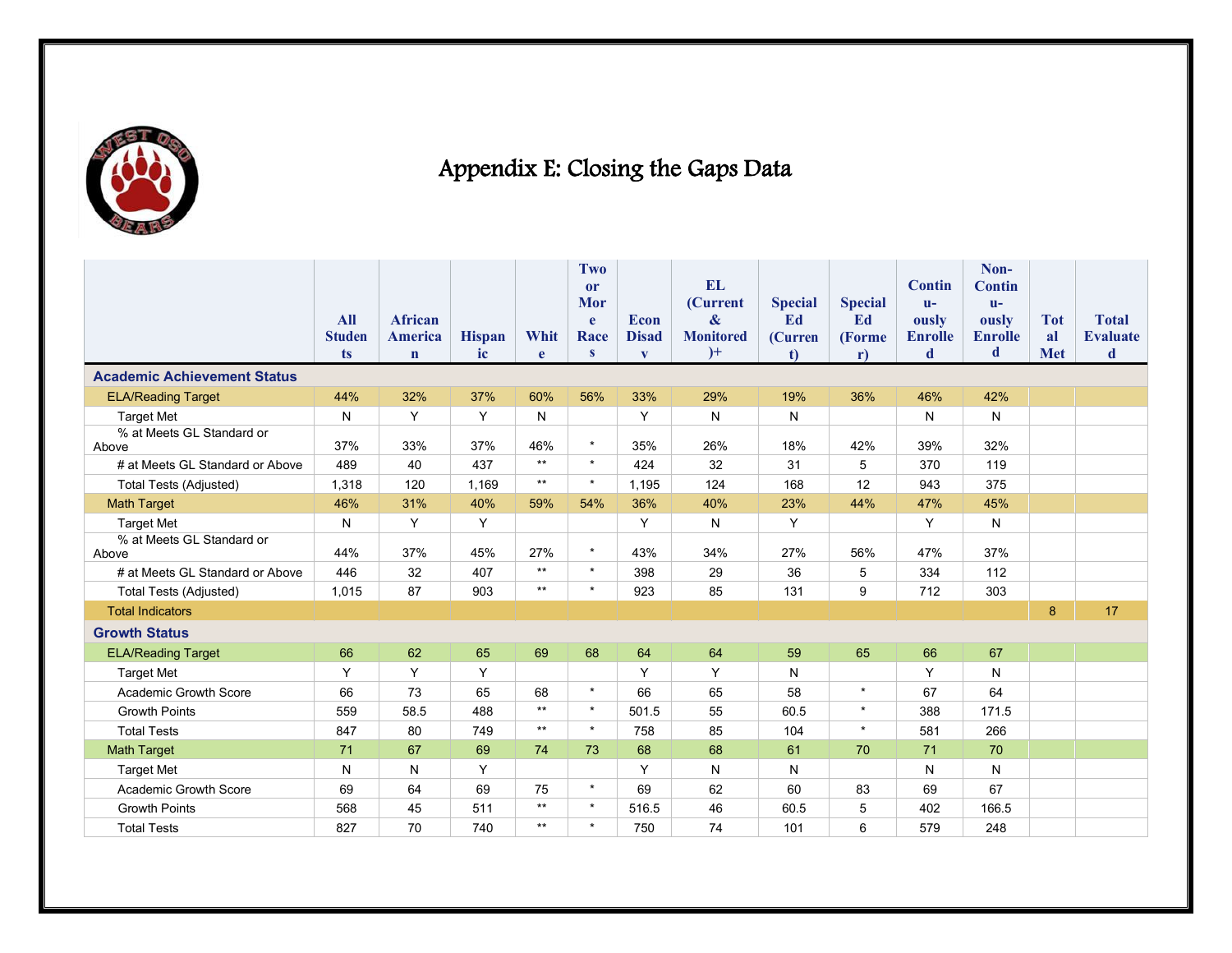# Appendix E: Closing the Gaps Data

| | All Students | African American | Hispanic | White | Two or More Races | Econ Disadv | EL (Current & Monitored)+ | Special Ed (Current) | Special Ed (Former) | Continuously Enrolled | Non-Continuously Enrolled | Total Met | Total Evaluated |
|---|---|---|---|---|---|---|---|---|---|---|---|---|---|
| **Academic Achievement Status** | | | | | | | | | | | | | |
| ELA/Reading Target | 44% | 32% | 37% | 60% | 56% | 33% | 29% | 19% | 36% | 46% | 42% | | |
| Target Met | N | Y | Y | N | | Y | N | N | | N | N | | |
| % at Meets GL Standard or Above | 37% | 33% | 37% | 46% | * | 35% | 26% | 18% | 42% | 39% | 32% | | |
| # at Meets GL Standard or Above | 489 | 40 | 437 | ** | * | 424 | 32 | 31 | 5 | 370 | 119 | | |
| Total Tests (Adjusted) | 1,318 | 120 | 1,169 | ** | * | 1,195 | 124 | 168 | 12 | 943 | 375 | | |
| Math Target | 46% | 31% | 40% | 59% | 54% | 36% | 40% | 23% | 44% | 47% | 45% | | |
| Target Met | N | Y | Y | | | Y | N | Y | | Y | N | | |
| % at Meets GL Standard or Above | 44% | 37% | 45% | 27% | * | 43% | 34% | 27% | 56% | 47% | 37% | | |
| # at Meets GL Standard or Above | 446 | 32 | 407 | ** | * | 398 | 29 | 36 | 5 | 334 | 112 | | |
| Total Tests (Adjusted) | 1,015 | 87 | 903 | ** | * | 923 | 85 | 131 | 9 | 712 | 303 | | |
| Total Indicators | | | | | | | | | | | | 8 | 17 |
| **Growth Status** | | | | | | | | | | | | | |
| ELA/Reading Target | 66 | 62 | 65 | 69 | 68 | 64 | 64 | 59 | 65 | 66 | 67 | | |
| Target Met | Y | Y | Y | | | Y | Y | N | | Y | N | | |
| Academic Growth Score | 66 | 73 | 65 | 68 | * | 66 | 65 | 58 | * | 67 | 64 | | |
| Growth Points | 559 | 58.5 | 488 | ** | * | 501.5 | 55 | 60.5 | * | 388 | 171.5 | | |
| Total Tests | 847 | 80 | 749 | ** | * | 758 | 85 | 104 | * | 581 | 266 | | |
| Math Target | 71 | 67 | 69 | 74 | 73 | 68 | 68 | 61 | 70 | 71 | 70 | | |
| Target Met | N | N | Y | | | Y | N | N | | N | N | | |
| Academic Growth Score | 69 | 64 | 69 | 75 | * | 69 | 62 | 60 | 83 | 69 | 67 | | |
| Growth Points | 568 | 45 | 511 | ** | * | 516.5 | 46 | 60.5 | 5 | 402 | 166.5 | | |
| Total Tests | 827 | 70 | 740 | ** | * | 750 | 74 | 101 | 6 | 579 | 248 | | |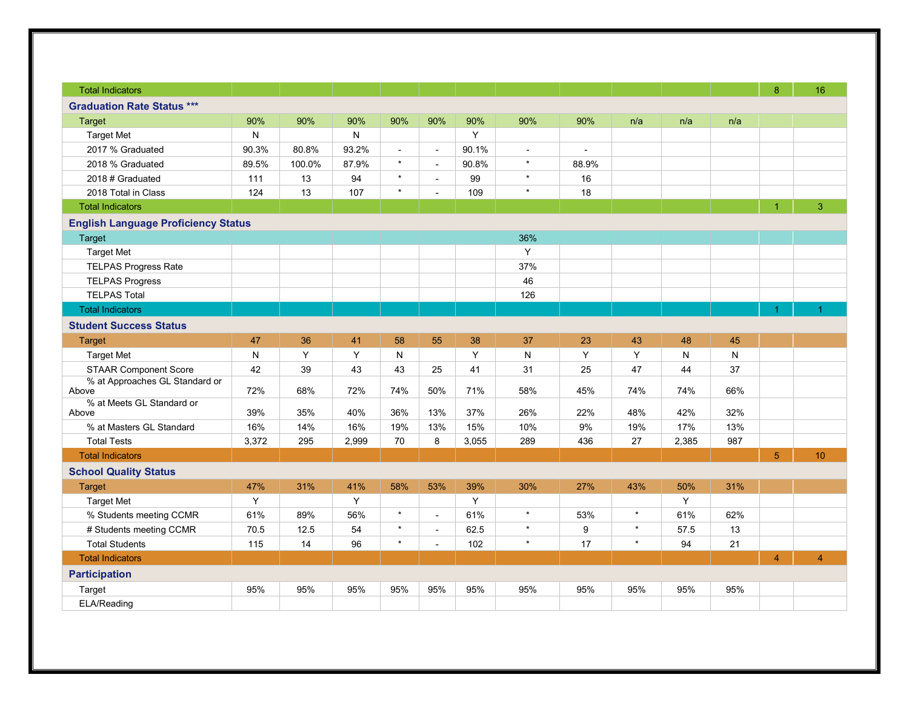| | | | | | | | | | | | | | |
|---|---|---|---|---|---|---|---|---|---|---|---|---|---|
| Total Indicators | | | | | | | | | | | | 8 | 16 |
| **Graduation Rate Status *** ** | | | | | | | | | | | | | |
| Target | 90% | 90% | 90% | 90% | 90% | 90% | 90% | 90% | n/a | n/a | n/a | | |
| Target Met | N | | N | | | Y | | | | | | | |
| 2017 % Graduated | 90.3% | 80.8% | 93.2% | - | - | 90.1% | - | - | | | | | |
| 2018 % Graduated | 89.5% | 100.0% | 87.9% | * | - | 90.8% | * | 88.9% | | | | | |
| 2018 # Graduated | 111 | 13 | 94 | * | - | 99 | * | 16 | | | | | |
| 2018 Total in Class | 124 | 13 | 107 | * | - | 109 | * | 18 | | | | | |
| Total Indicators | | | | | | | | | | | | 1 | 3 |
| **English Language Proficiency Status** | | | | | | | | | | | | | |
| Target | | | | | | | 36% | | | | | | |
| Target Met | | | | | | | Y | | | | | | |
| TELPAS Progress Rate | | | | | | | 37% | | | | | | |
| TELPAS Progress | | | | | | | 46 | | | | | | |
| TELPAS Total | | | | | | | 126 | | | | | | |
| Total Indicators | | | | | | | | | | | | 1 | 1 |
| **Student Success Status** | | | | | | | | | | | | | |
| Target | 47 | 36 | 41 | 58 | 55 | 38 | 37 | 23 | 43 | 48 | 45 | | |
| Target Met | N | Y | Y | N | | Y | N | Y | Y | N | N | | |
| STAAR Component Score | 42 | 39 | 43 | 43 | 25 | 41 | 31 | 25 | 47 | 44 | 37 | | |
| % at Approaches GL Standard or Above | 72% | 68% | 72% | 74% | 50% | 71% | 58% | 45% | 74% | 74% | 66% | | |
| % at Meets GL Standard or Above | 39% | 35% | 40% | 36% | 13% | 37% | 26% | 22% | 48% | 42% | 32% | | |
| % at Masters GL Standard | 16% | 14% | 16% | 19% | 13% | 15% | 10% | 9% | 19% | 17% | 13% | | |
| Total Tests | 3,372 | 295 | 2,999 | 70 | 8 | 3,055 | 289 | 436 | 27 | 2,385 | 987 | | |
| Total Indicators | | | | | | | | | | | | 5 | 10 |
| **School Quality Status** | | | | | | | | | | | | | |
| Target | 47% | 31% | 41% | 58% | 53% | 39% | 30% | 27% | 43% | 50% | 31% | | |
| Target Met | Y | | Y | | | Y | | | | Y | | | |
| % Students meeting CCMR | 61% | 89% | 56% | * | - | 61% | * | 53% | * | 61% | 62% | | |
| # Students meeting CCMR | 70.5 | 12.5 | 54 | * | - | 62.5 | * | 9 | * | 57.5 | 13 | | |
| Total Students | 115 | 14 | 96 | * | - | 102 | * | 17 | * | 94 | 21 | | |
| Total Indicators | | | | | | | | | | | | 4 | 4 |
| **Participation** | | | | | | | | | | | | | |
| Target | 95% | 95% | 95% | 95% | 95% | 95% | 95% | 95% | 95% | 95% | 95% | | |
| ELA/Reading | | | | | | | | | | | | | |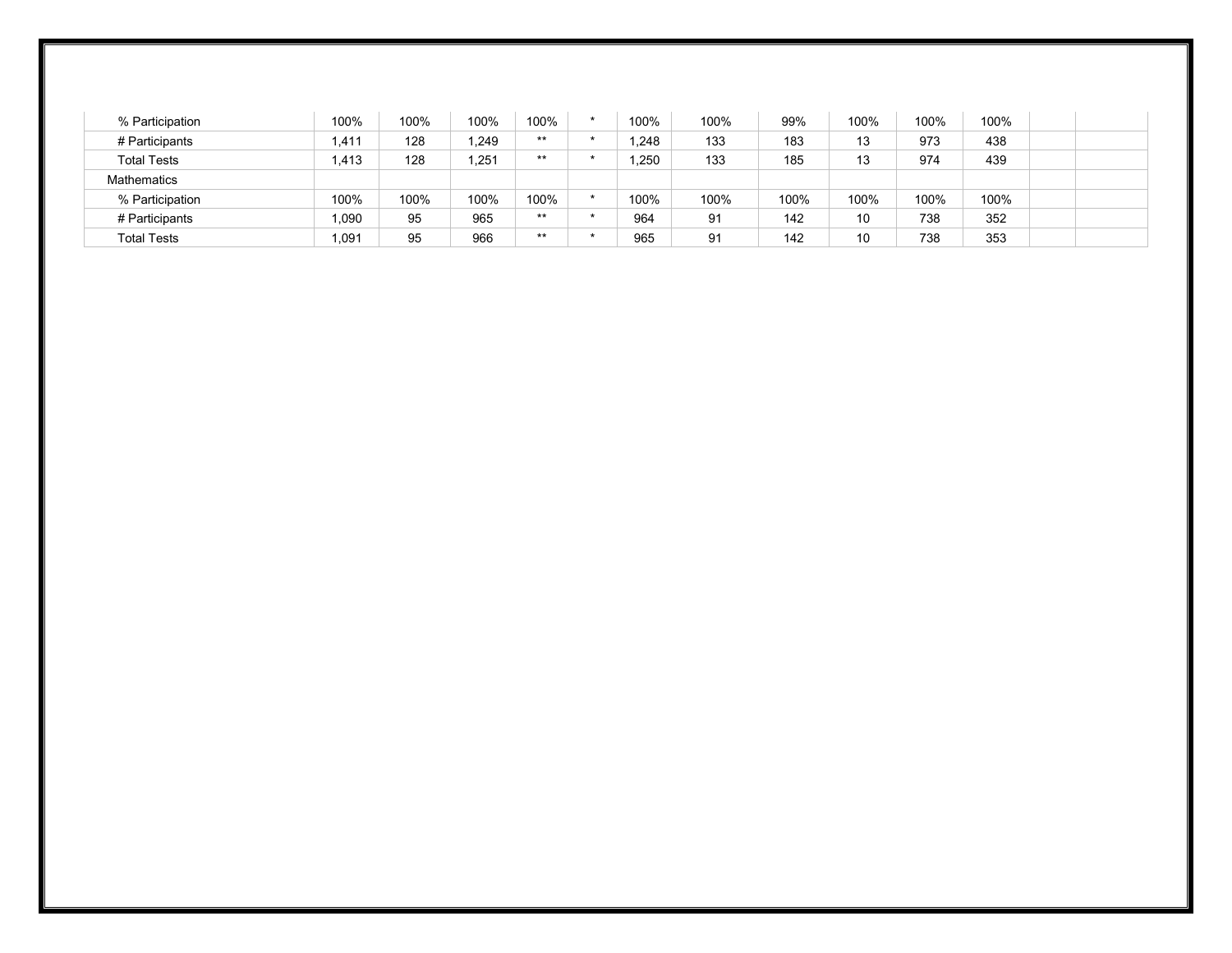| | | | | | | | | | | | | | |
|---|---|---|---|---|---|---|---|---|---|---|---|---|---|
| % Participation | 100% | 100% | 100% | 100% | * | 100% | 100% | 99% | 100% | 100% | 100% | | |
| # Participants | 1,411 | 128 | 1,249 | ** | * | 1,248 | 133 | 183 | 13 | 973 | 438 | | |
| Total Tests | 1,413 | 128 | 1,251 | ** | * | 1,250 | 133 | 185 | 13 | 974 | 439 | | |
| Mathematics | | | | | | | | | | | | | |
| % Participation | 100% | 100% | 100% | 100% | * | 100% | 100% | 100% | 100% | 100% | 100% | | |
| # Participants | 1,090 | 95 | 965 | ** | * | 964 | 91 | 142 | 10 | 738 | 352 | | |
| Total Tests | 1,091 | 95 | 966 | ** | * | 965 | 91 | 142 | 10 | 738 | 353 | | |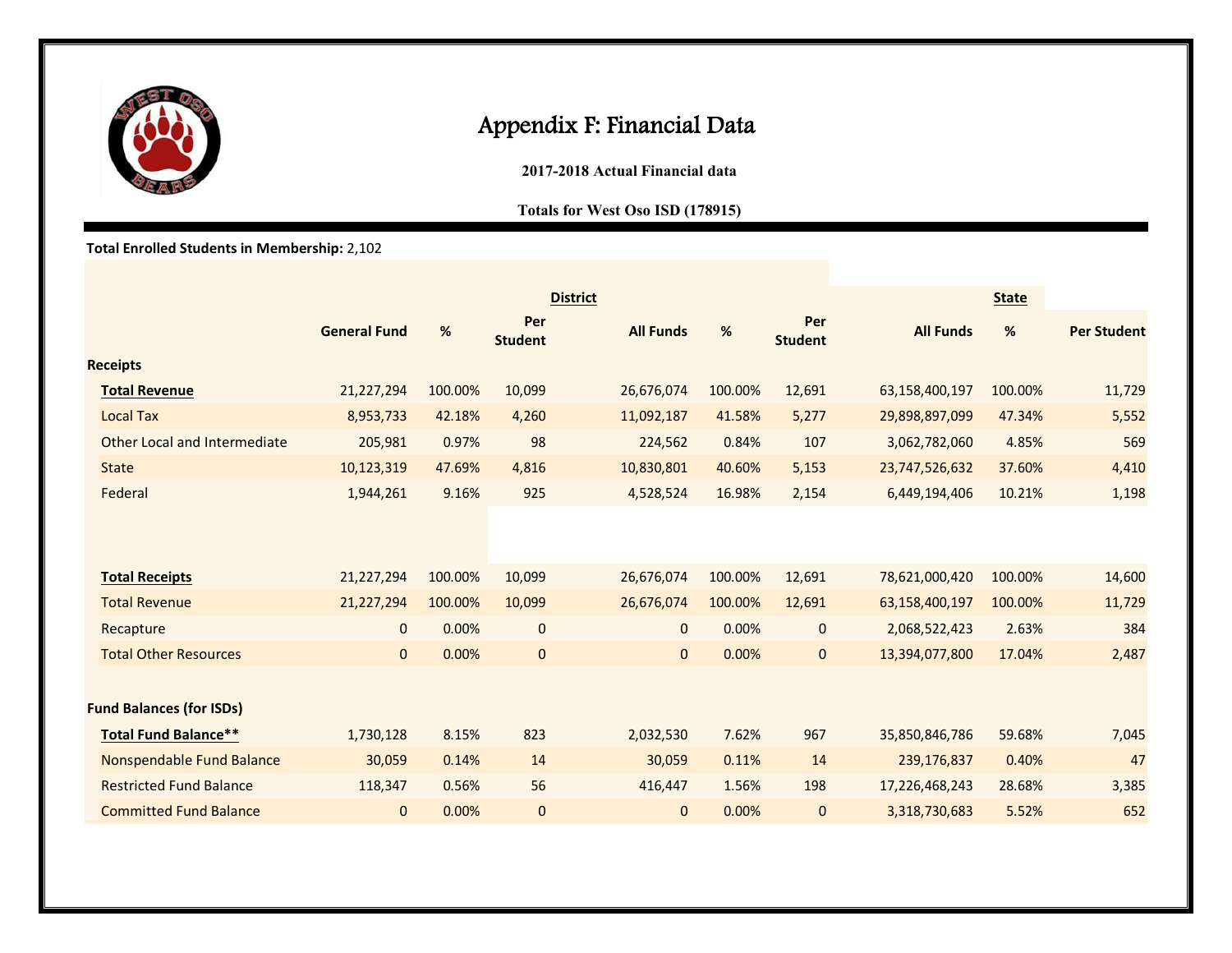# Appendix F: Financial Data

**2017-2018 Actual Financial data**

**Totals for West Oso ISD (178915)**

**Total Enrolled Students in Membership:** 2,102

| | District | | | | | | State | | |
|---|---|---|---|---|---|---|---|---|---|
| | **General Fund** | **%** | **Per Student** | **All Funds** | **%** | **Per Student** | **All Funds** | **%** | **Per Student** |
| **Receipts** | | | | | | | | | |
| **Total Revenue** | 21,227,294 | 100.00% | 10,099 | 26,676,074 | 100.00% | 12,691 | 63,158,400,197 | 100.00% | 11,729 |
| Local Tax | 8,953,733 | 42.18% | 4,260 | 11,092,187 | 41.58% | 5,277 | 29,898,897,099 | 47.34% | 5,552 |
| Other Local and Intermediate | 205,981 | 0.97% | 98 | 224,562 | 0.84% | 107 | 3,062,782,060 | 4.85% | 569 |
| State | 10,123,319 | 47.69% | 4,816 | 10,830,801 | 40.60% | 5,153 | 23,747,526,632 | 37.60% | 4,410 |
| Federal | 1,944,261 | 9.16% | 925 | 4,528,524 | 16.98% | 2,154 | 6,449,194,406 | 10.21% | 1,198 |
| **Total Receipts** | 21,227,294 | 100.00% | 10,099 | 26,676,074 | 100.00% | 12,691 | 78,621,000,420 | 100.00% | 14,600 |
| Total Revenue | 21,227,294 | 100.00% | 10,099 | 26,676,074 | 100.00% | 12,691 | 63,158,400,197 | 100.00% | 11,729 |
| Recapture | 0 | 0.00% | 0 | 0 | 0.00% | 0 | 2,068,522,423 | 2.63% | 384 |
| Total Other Resources | 0 | 0.00% | 0 | 0 | 0.00% | 0 | 13,394,077,800 | 17.04% | 2,487 |
| **Fund Balances (for ISDs)** | | | | | | | | | |
| **Total Fund Balance**** | 1,730,128 | 8.15% | 823 | 2,032,530 | 7.62% | 967 | 35,850,846,786 | 59.68% | 7,045 |
| Nonspendable Fund Balance | 30,059 | 0.14% | 14 | 30,059 | 0.11% | 14 | 239,176,837 | 0.40% | 47 |
| Restricted Fund Balance | 118,347 | 0.56% | 56 | 416,447 | 1.56% | 198 | 17,226,468,243 | 28.68% | 3,385 |
| Committed Fund Balance | 0 | 0.00% | 0 | 0 | 0.00% | 0 | 3,318,730,683 | 5.52% | 652 |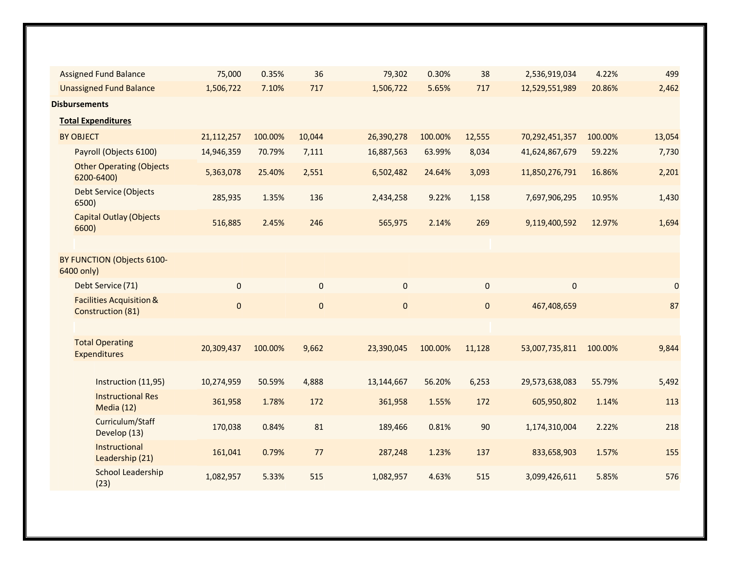| | | | | | | | | | |
|---|---|---|---|---|---|---|---|---|---|
| Assigned Fund Balance | 75,000 | 0.35% | 36 | 79,302 | 0.30% | 38 | 2,536,919,034 | 4.22% | 499 |
| Unassigned Fund Balance | 1,506,722 | 7.10% | 717 | 1,506,722 | 5.65% | 717 | 12,529,551,989 | 20.86% | 2,462 |
| **Disbursements** | | | | | | | | | |
| **Total Expenditures** | | | | | | | | | |
| BY OBJECT | 21,112,257 | 100.00% | 10,044 | 26,390,278 | 100.00% | 12,555 | 70,292,451,357 | 100.00% | 13,054 |
| Payroll (Objects 6100) | 14,946,359 | 70.79% | 7,111 | 16,887,563 | 63.99% | 8,034 | 41,624,867,679 | 59.22% | 7,730 |
| Other Operating (Objects 6200-6400) | 5,363,078 | 25.40% | 2,551 | 6,502,482 | 24.64% | 3,093 | 11,850,276,791 | 16.86% | 2,201 |
| Debt Service (Objects 6500) | 285,935 | 1.35% | 136 | 2,434,258 | 9.22% | 1,158 | 7,697,906,295 | 10.95% | 1,430 |
| Capital Outlay (Objects 6600) | 516,885 | 2.45% | 246 | 565,975 | 2.14% | 269 | 9,119,400,592 | 12.97% | 1,694 |
| | | | | | | | | | |
| BY FUNCTION (Objects 6100-6400 only) | | | | | | | | | |
| Debt Service (71) | 0 | | 0 | 0 | | 0 | 0 | | 0 |
| Facilities Acquisition & Construction (81) | 0 | | 0 | 0 | | 0 | 467,408,659 | | 87 |
| | | | | | | | | | |
| Total Operating Expenditures | 20,309,437 | 100.00% | 9,662 | 23,390,045 | 100.00% | 11,128 | 53,007,735,811 | 100.00% | 9,844 |
| Instruction (11,95) | 10,274,959 | 50.59% | 4,888 | 13,144,667 | 56.20% | 6,253 | 29,573,638,083 | 55.79% | 5,492 |
| Instructional Res Media (12) | 361,958 | 1.78% | 172 | 361,958 | 1.55% | 172 | 605,950,802 | 1.14% | 113 |
| Curriculum/Staff Develop (13) | 170,038 | 0.84% | 81 | 189,466 | 0.81% | 90 | 1,174,310,004 | 2.22% | 218 |
| Instructional Leadership (21) | 161,041 | 0.79% | 77 | 287,248 | 1.23% | 137 | 833,658,903 | 1.57% | 155 |
| School Leadership (23) | 1,082,957 | 5.33% | 515 | 1,082,957 | 4.63% | 515 | 3,099,426,611 | 5.85% | 576 |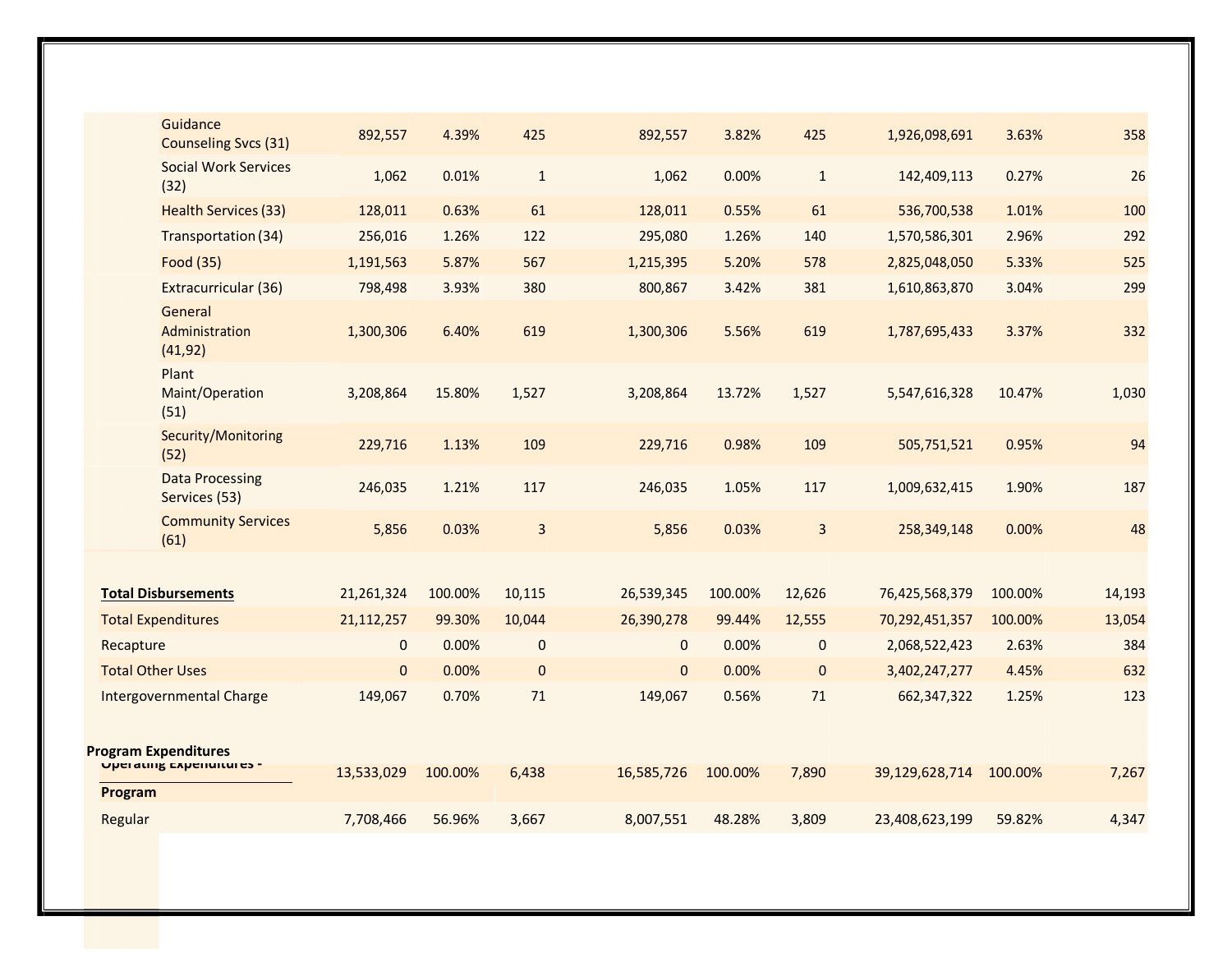| | | | | | | | | |
|---|---|---|---|---|---|---|---|---|
| Guidance Counseling Svcs (31) | 892,557 | 4.39% | 425 | 892,557 | 3.82% | 425 | 1,926,098,691 | 3.63% | 358 |
| Social Work Services (32) | 1,062 | 0.01% | 1 | 1,062 | 0.00% | 1 | 142,409,113 | 0.27% | 26 |
| Health Services (33) | 128,011 | 0.63% | 61 | 128,011 | 0.55% | 61 | 536,700,538 | 1.01% | 100 |
| Transportation (34) | 256,016 | 1.26% | 122 | 295,080 | 1.26% | 140 | 1,570,586,301 | 2.96% | 292 |
| Food (35) | 1,191,563 | 5.87% | 567 | 1,215,395 | 5.20% | 578 | 2,825,048,050 | 5.33% | 525 |
| Extracurricular (36) | 798,498 | 3.93% | 380 | 800,867 | 3.42% | 381 | 1,610,863,870 | 3.04% | 299 |
| General Administration (41,92) | 1,300,306 | 6.40% | 619 | 1,300,306 | 5.56% | 619 | 1,787,695,433 | 3.37% | 332 |
| Plant Maint/Operation (51) | 3,208,864 | 15.80% | 1,527 | 3,208,864 | 13.72% | 1,527 | 5,547,616,328 | 10.47% | 1,030 |
| Security/Monitoring (52) | 229,716 | 1.13% | 109 | 229,716 | 0.98% | 109 | 505,751,521 | 0.95% | 94 |
| Data Processing Services (53) | 246,035 | 1.21% | 117 | 246,035 | 1.05% | 117 | 1,009,632,415 | 1.90% | 187 |
| Community Services (61) | 5,856 | 0.03% | 3 | 5,856 | 0.03% | 3 | 258,349,148 | 0.00% | 48 |
| | | | | | | | | | |
| **Total Disbursements** | 21,261,324 | 100.00% | 10,115 | 26,539,345 | 100.00% | 12,626 | 76,425,568,379 | 100.00% | 14,193 |
| Total Expenditures | 21,112,257 | 99.30% | 10,044 | 26,390,278 | 99.44% | 12,555 | 70,292,451,357 | 100.00% | 13,054 |
| Recapture | 0 | 0.00% | 0 | 0 | 0.00% | 0 | 2,068,522,423 | 2.63% | 384 |
| Total Other Uses | 0 | 0.00% | 0 | 0 | 0.00% | 0 | 3,402,247,277 | 4.45% | 632 |
| Intergovernmental Charge | 149,067 | 0.70% | 71 | 149,067 | 0.56% | 71 | 662,347,322 | 1.25% | 123 |
| | | | | | | | | | |
| **Program Expenditures** | | | | | | | | | |
| **Operating Expenditures - Program** | 13,533,029 | 100.00% | 6,438 | 16,585,726 | 100.00% | 7,890 | 39,129,628,714 | 100.00% | 7,267 |
| Regular | 7,708,466 | 56.96% | 3,667 | 8,007,551 | 48.28% | 3,809 | 23,408,623,199 | 59.82% | 4,347 |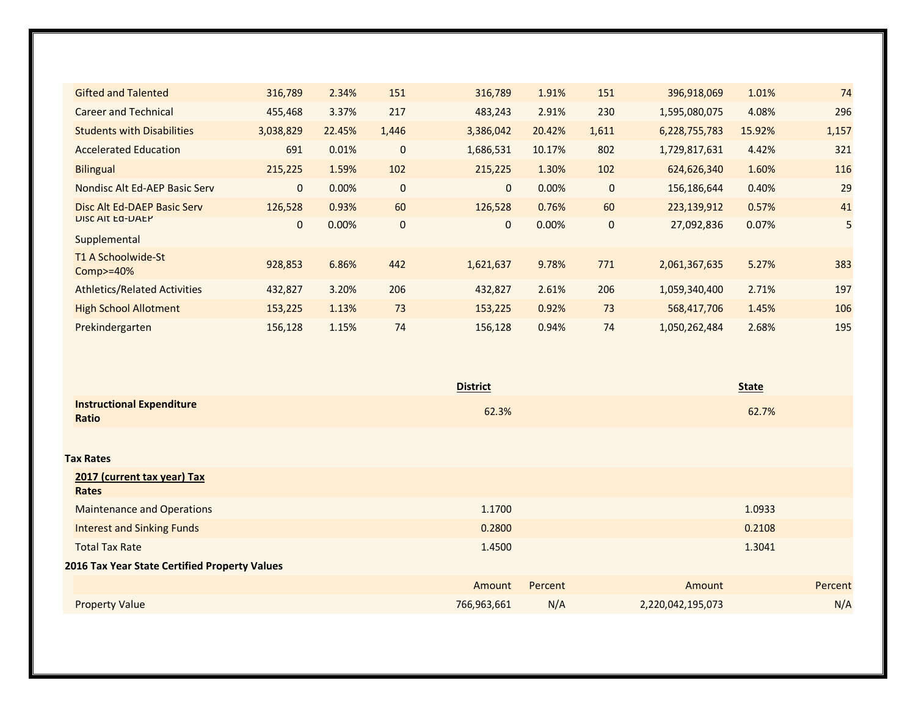| | | | | | | | | | |
|---|---|---|---|---|---|---|---|---|---|
| Gifted and Talented | 316,789 | 2.34% | 151 | 316,789 | 1.91% | 151 | 396,918,069 | 1.01% | 74 |
| Career and Technical | 455,468 | 3.37% | 217 | 483,243 | 2.91% | 230 | 1,595,080,075 | 4.08% | 296 |
| Students with Disabilities | 3,038,829 | 22.45% | 1,446 | 3,386,042 | 20.42% | 1,611 | 6,228,755,783 | 15.92% | 1,157 |
| Accelerated Education | 691 | 0.01% | 0 | 1,686,531 | 10.17% | 802 | 1,729,817,631 | 4.42% | 321 |
| Bilingual | 215,225 | 1.59% | 102 | 215,225 | 1.30% | 102 | 624,626,340 | 1.60% | 116 |
| Nondisc Alt Ed-AEP Basic Serv | 0 | 0.00% | 0 | 0 | 0.00% | 0 | 156,186,644 | 0.40% | 29 |
| Disc Alt Ed-DAEP Basic Serv | 126,528 | 0.93% | 60 | 126,528 | 0.76% | 60 | 223,139,912 | 0.57% | 41 |
| Disc Alt Ed-DAEP Supplemental | 0 | 0.00% | 0 | 0 | 0.00% | 0 | 27,092,836 | 0.07% | 5 |
| T1 A Schoolwide-St Comp>=40% | 928,853 | 6.86% | 442 | 1,621,637 | 9.78% | 771 | 2,061,367,635 | 5.27% | 383 |
| Athletics/Related Activities | 432,827 | 3.20% | 206 | 432,827 | 2.61% | 206 | 1,059,340,400 | 2.71% | 197 |
| High School Allotment | 153,225 | 1.13% | 73 | 153,225 | 0.92% | 73 | 568,417,706 | 1.45% | 106 |
| Prekindergarten | 156,128 | 1.15% | 74 | 156,128 | 0.94% | 74 | 1,050,262,484 | 2.68% | 195 |

| | District | State |
|---|---|---|
| **Instructional Expenditure Ratio** | 62.3% | 62.7% |

**Tax Rates**

| **2017 (current tax year) Tax Rates** | District | State |
|---|---|---|
| Maintenance and Operations | 1.1700 | 1.0933 |
| Interest and Sinking Funds | 0.2800 | 0.2108 |
| Total Tax Rate | 1.4500 | 1.3041 |

**2016 Tax Year State Certified Property Values**

| | Amount | Percent | Amount | Percent |
|---|---|---|---|---|
| Property Value | 766,963,661 | N/A | 2,220,042,195,073 | N/A |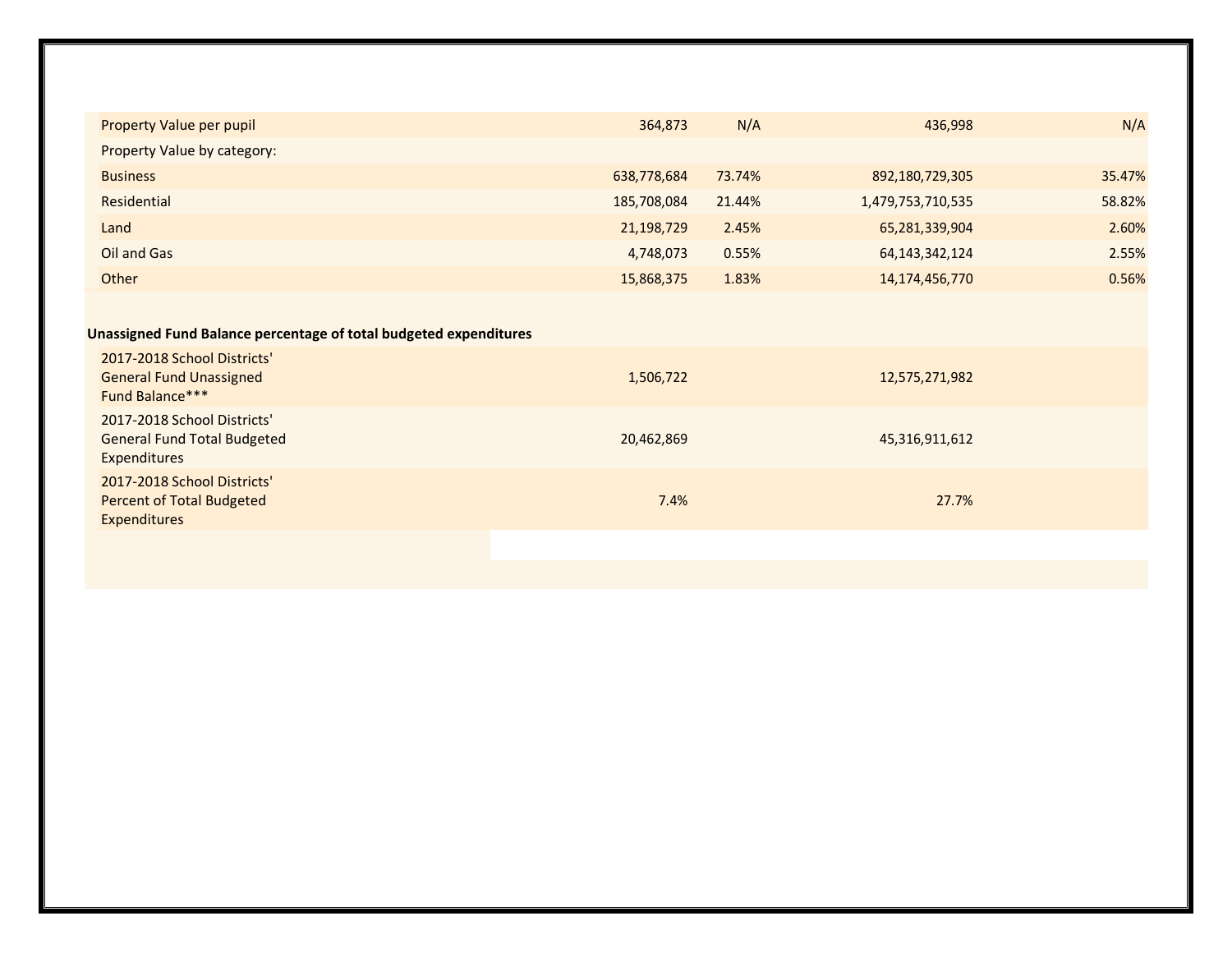| | | | | |
|---|---|---|---|---|
| Property Value per pupil | 364,873 | N/A | 436,998 | N/A |
| Property Value by category: | | | | |
| Business | 638,778,684 | 73.74% | 892,180,729,305 | 35.47% |
| Residential | 185,708,084 | 21.44% | 1,479,753,710,535 | 58.82% |
| Land | 21,198,729 | 2.45% | 65,281,339,904 | 2.60% |
| Oil and Gas | 4,748,073 | 0.55% | 64,143,342,124 | 2.55% |
| Other | 15,868,375 | 1.83% | 14,174,456,770 | 0.56% |

**Unassigned Fund Balance percentage of total budgeted expenditures**

| | | | | |
|---|---|---|---|---|
| 2017-2018 School Districts' General Fund Unassigned Fund Balance*** | 1,506,722 | | 12,575,271,982 | |
| 2017-2018 School Districts' General Fund Total Budgeted Expenditures | 20,462,869 | | 45,316,911,612 | |
| 2017-2018 School Districts' Percent of Total Budgeted Expenditures | 7.4% | | 27.7% | |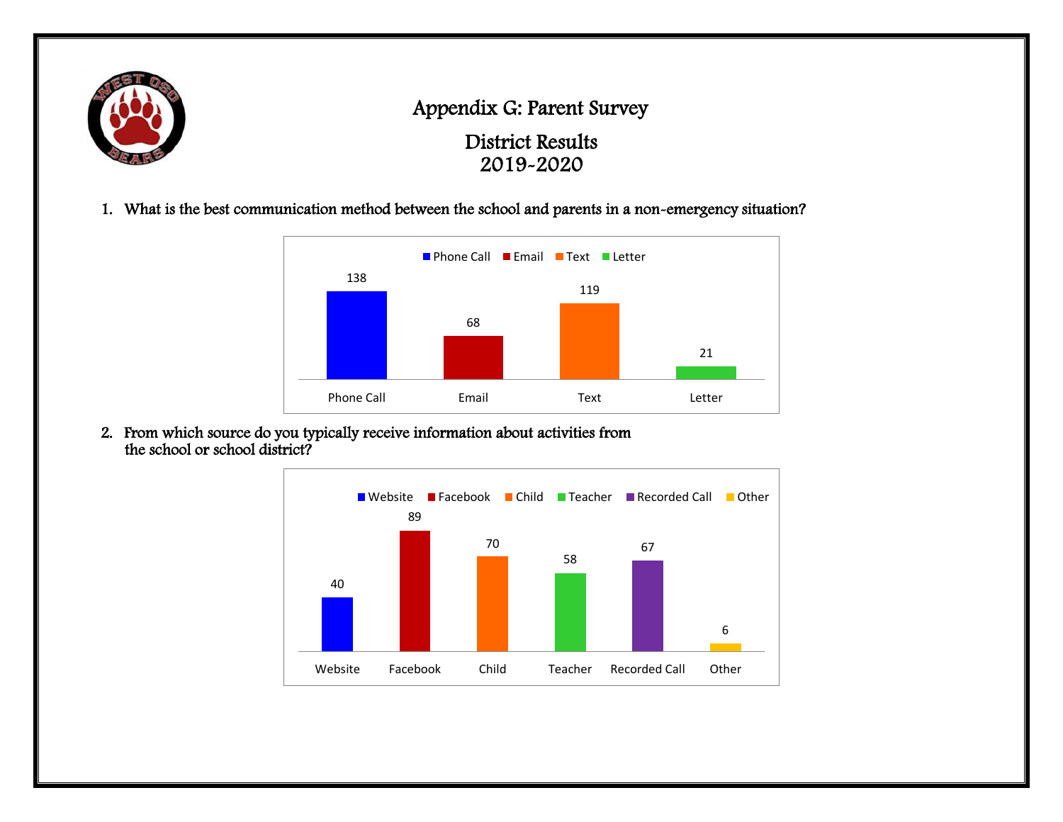# Appendix G: Parent Survey

## District Results
## 2019-2020

1. What is the best communication method between the school and parents in a non-emergency situation?

| Phone Call | Email | Text | Letter |
|---|---|---|---|
| 138 | 68 | 119 | 21 |

2. From which source do you typically receive information about activities from the school or school district?

| Website | Facebook | Child | Teacher | Recorded Call | Other |
|---|---|---|---|---|---|
| 40 | 89 | 70 | 58 | 67 | 6 |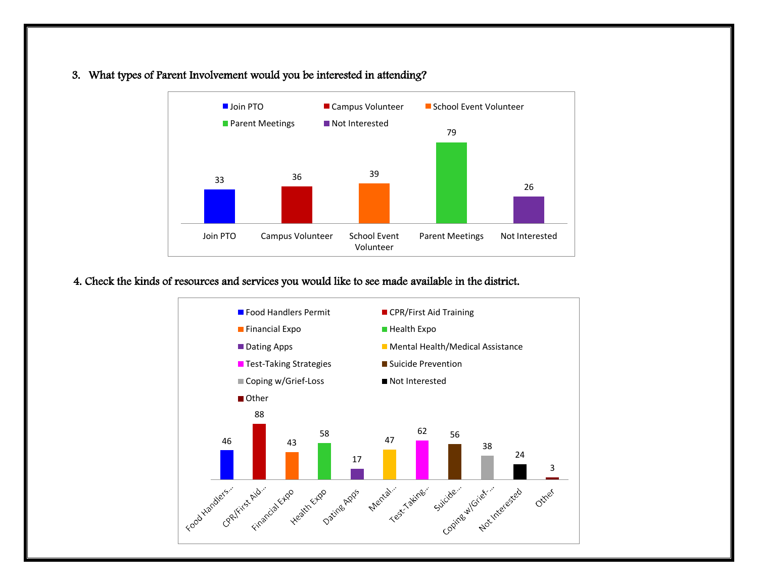3. What types of Parent Involvement would you be interested in attending?

| Join PTO | Campus Volunteer | School Event Volunteer | Parent Meetings | Not Interested |
|---|---|---|---|---|
| 33 | 36 | 39 | 79 | 26 |

4. Check the kinds of resources and services you would like to see made available in the district.

| Food Handlers Permit | CPR/First Aid Training | Financial Expo | Health Expo | Dating Apps | Mental Health/Medical Assistance | Test-Taking Strategies | Suicide Prevention | Coping w/Grief-Loss | Not Interested | Other |
|---|---|---|---|---|---|---|---|---|---|---|
| 46 | 88 | 43 | 58 | 17 | 47 | 62 | 56 | 38 | 24 | 3 |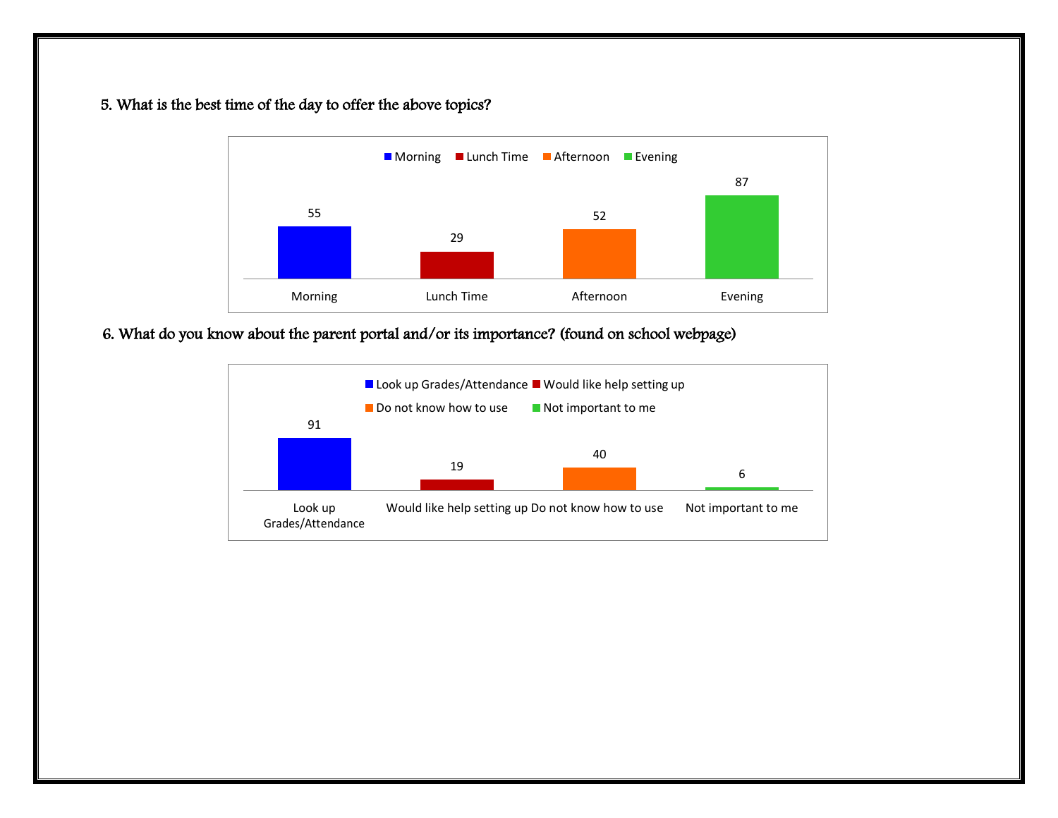5. What is the best time of the day to offer the above topics?

| Morning | Lunch Time | Afternoon | Evening |
| --- | --- | --- | --- |
| 55 | 29 | 52 | 87 |

6. What do you know about the parent portal and/or its importance? (found on school webpage)

| Look up Grades/Attendance | Would like help setting up | Do not know how to use | Not important to me |
| --- | --- | --- | --- |
| 91 | 19 | 40 | 6 |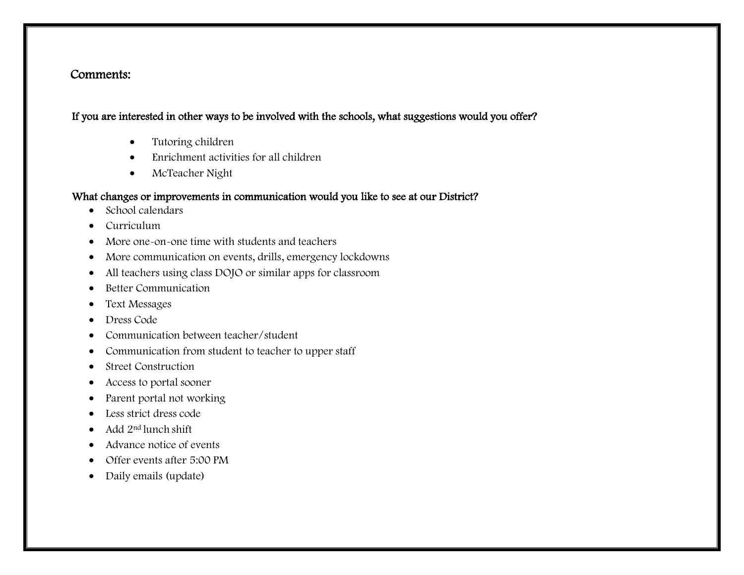## Comments:

**If you are interested in other ways to be involved with the schools, what suggestions would you offer?**

- Tutoring children
- Enrichment activities for all children
- McTeacher Night

**What changes or improvements in communication would you like to see at our District?**

- School calendars
- Curriculum
- More one-on-one time with students and teachers
- More communication on events, drills, emergency lockdowns
- All teachers using class DOJO or similar apps for classroom
- Better Communication
- Text Messages
- Dress Code
- Communication between teacher/student
- Communication from student to teacher to upper staff
- Street Construction
- Access to portal sooner
- Parent portal not working
- Less strict dress code
- Add 2nd lunch shift
- Advance notice of events
- Offer events after 5:00 PM
- Daily emails (update)